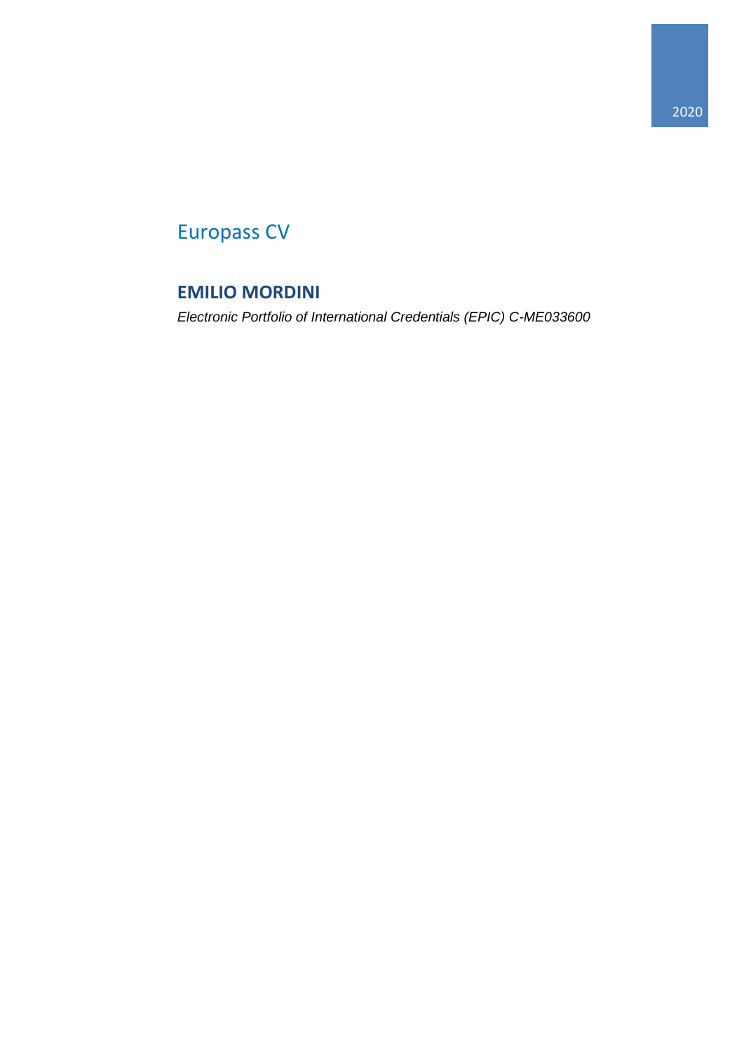2020

# Europass CV

## EMILIO MORDINI

*Electronic Portfolio of International Credentials (EPIC) C-ME033600*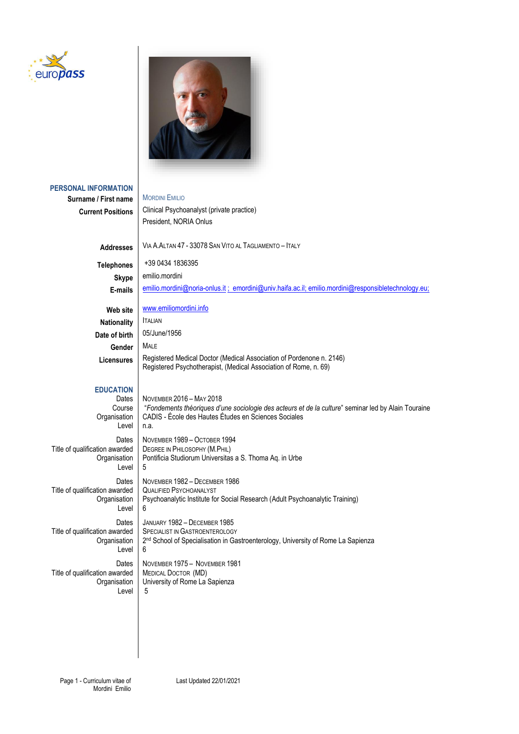## PERSONAL INFORMATION

**Surname / First name:** MORDINI EMILIO

**Current Positions:** Clinical Psychoanalyst (private practice)
President, NORIA Onlus

**Addresses:** VIA A.ALTAN 47 - 33078 SAN VITO AL TAGLIAMENTO – ITALY

**Telephones:** +39 0434 1836395

**Skype:** emilio.mordini

**E-mails:** emilio.mordini@noria-onlus.it ; emordini@univ.haifa.ac.il; emilio.mordini@responsibletechnology.eu;

**Web site:** www.emiliomordini.info

**Nationality:** ITALIAN

**Date of birth:** 05/June/1956

**Gender:** MALE

**Licensures:** Registered Medical Doctor (Medical Association of Pordenone n. 2146)
Registered Psychotherapist, (Medical Association of Rome, n. 69)

## EDUCATION

| | |
|---|---|
| Dates | NOVEMBER 2016 – MAY 2018 |
| Course | "*Fondements théoriques d'une sociologie des acteurs et de la culture*" seminar led by Alain Touraine |
| Organisation | CADIS - École des Hautes Études en Sciences Sociales |
| Level | n.a. |

| | |
|---|---|
| Dates | NOVEMBER 1989 – OCTOBER 1994 |
| Title of qualification awarded | DEGREE IN PHILOSOPHY (M.PHIL) |
| Organisation | Pontificia Studiorum Universitas a S. Thoma Aq. in Urbe |
| Level | 5 |

| | |
|---|---|
| Dates | NOVEMBER 1982 – DECEMBER 1986 |
| Title of qualification awarded | QUALIFIED PSYCHOANALYST |
| Organisation | Psychoanalytic Institute for Social Research (Adult Psychoanalytic Training) |
| Level | 6 |

| | |
|---|---|
| Dates | JANUARY 1982 – DECEMBER 1985 |
| Title of qualification awarded | SPECIALIST IN GASTROENTEROLOGY |
| Organisation | 2nd School of Specialisation in Gastroenterology, University of Rome La Sapienza |
| Level | 6 |

| | |
|---|---|
| Dates | NOVEMBER 1975 – NOVEMBER 1981 |
| Title of qualification awarded | MEDICAL DOCTOR (MD) |
| Organisation | University of Rome La Sapienza |
| Level | 5 |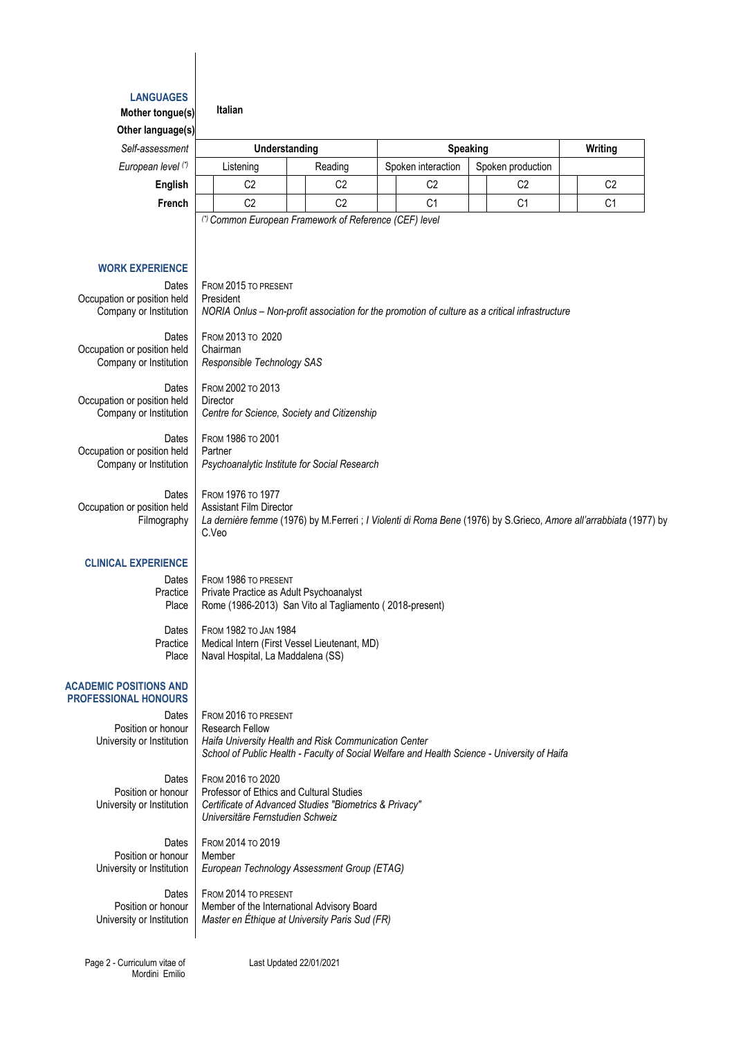## LANGUAGES

**Mother tongue(s)** **Italian**

**Other language(s)**

| *Self-assessment* | Understanding | | Speaking | | Writing |
|---|---|---|---|---|---|
| *European level (*)* | Listening | Reading | Spoken interaction | Spoken production | |
| **English** | C2 | C2 | C2 | C2 | C2 |
| **French** | C2 | C2 | C1 | C1 | C1 |

*(*) Common European Framework of Reference (CEF) level*

## WORK EXPERIENCE

Dates: FROM 2015 TO PRESENT
Occupation or position held: President
Company or Institution: *NORIA Onlus – Non-profit association for the promotion of culture as a critical infrastructure*

Dates: FROM 2013 TO 2020
Occupation or position held: Chairman
Company or Institution: *Responsible Technology SAS*

Dates: FROM 2002 TO 2013
Occupation or position held: Director
Company or Institution: *Centre for Science, Society and Citizenship*

Dates: FROM 1986 TO 2001
Occupation or position held: Partner
Company or Institution: *Psychoanalytic Institute for Social Research*

Dates: FROM 1976 TO 1977
Occupation or position held: Assistant Film Director
Filmography: *La dernière femme* (1976) by M.Ferreri ; *I Violenti di Roma Bene* (1976) by S.Grieco, *Amore all'arrabbiata* (1977) by C.Veo

## CLINICAL EXPERIENCE

Dates: FROM 1986 TO PRESENT
Practice: Private Practice as Adult Psychoanalyst
Place: Rome (1986-2013) San Vito al Tagliamento ( 2018-present)

Dates: FROM 1982 TO JAN 1984
Practice: Medical Intern (First Vessel Lieutenant, MD)
Place: Naval Hospital, La Maddalena (SS)

## ACADEMIC POSITIONS AND PROFESSIONAL HONOURS

Dates: FROM 2016 TO PRESENT
Position or honour: Research Fellow
University or Institution: *Haifa University Health and Risk Communication Center*
*School of Public Health - Faculty of Social Welfare and Health Science - University of Haifa*

Dates: FROM 2016 TO 2020
Position or honour: Professor of Ethics and Cultural Studies
University or Institution: *Certificate of Advanced Studies "Biometrics & Privacy"*
*Universitäre Fernstudien Schweiz*

Dates: FROM 2014 TO 2019
Position or honour: Member
University or Institution: *European Technology Assessment Group (ETAG)*

Dates: FROM 2014 TO PRESENT
Position or honour: Member of the International Advisory Board
University or Institution: *Master en Éthique at University Paris Sud (FR)*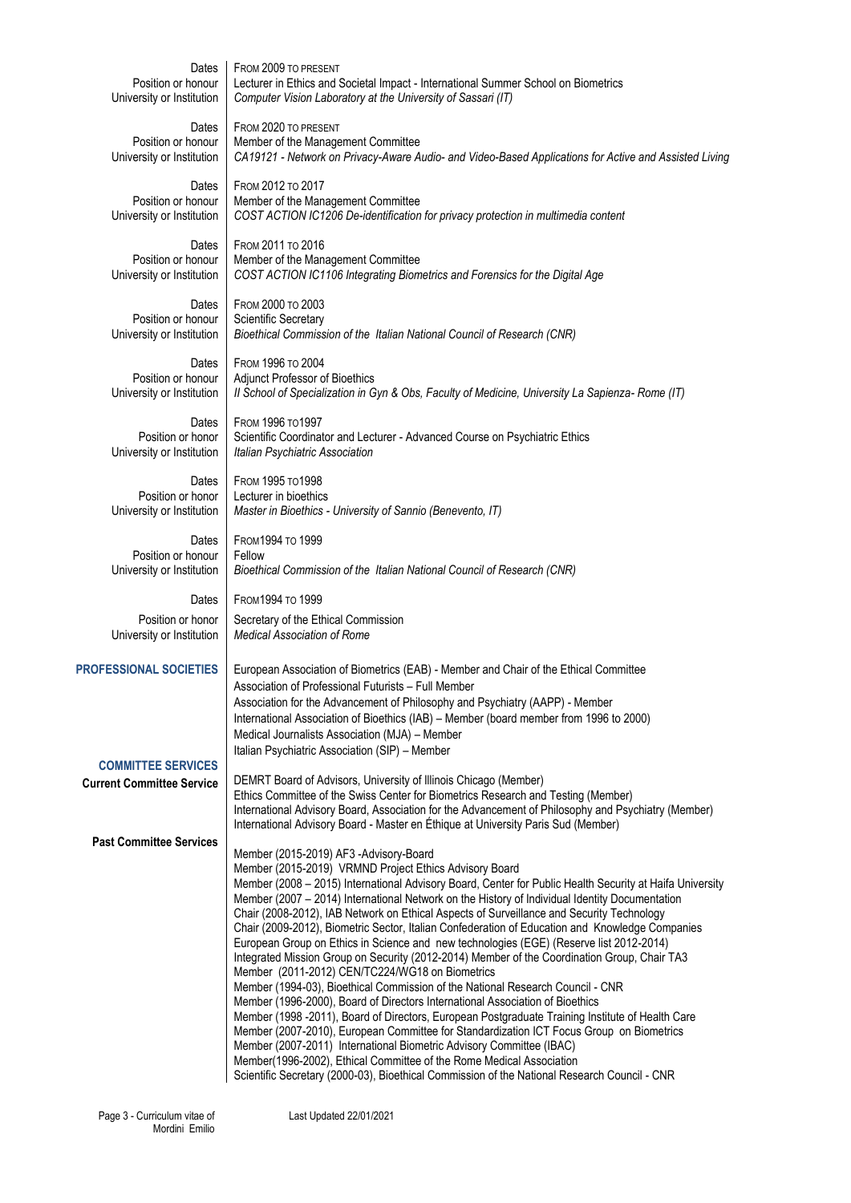| | |
|---|---|
| Dates | From 2009 to present |
| Position or honour | Lecturer in Ethics and Societal Impact - International Summer School on Biometrics |
| University or Institution | *Computer Vision Laboratory at the University of Sassari (IT)* |
| Dates | From 2020 to present |
| Position or honour | Member of the Management Committee |
| University or Institution | *CA19121 - Network on Privacy-Aware Audio- and Video-Based Applications for Active and Assisted Living* |
| Dates | From 2012 to 2017 |
| Position or honour | Member of the Management Committee |
| University or Institution | *COST ACTION IC1206 De-identification for privacy protection in multimedia content* |
| Dates | From 2011 to 2016 |
| Position or honour | Member of the Management Committee |
| University or Institution | *COST ACTION IC1106 Integrating Biometrics and Forensics for the Digital Age* |
| Dates | From 2000 to 2003 |
| Position or honour | Scientific Secretary |
| University or Institution | *Bioethical Commission of the Italian National Council of Research (CNR)* |
| Dates | From 1996 to 2004 |
| Position or honour | Adjunct Professor of Bioethics |
| University or Institution | *II School of Specialization in Gyn & Obs, Faculty of Medicine, University La Sapienza- Rome (IT)* |
| Dates | From 1996 to1997 |
| Position or honor | Scientific Coordinator and Lecturer - Advanced Course on Psychiatric Ethics |
| University or Institution | *Italian Psychiatric Association* |
| Dates | From 1995 to1998 |
| Position or honor | Lecturer in bioethics |
| University or Institution | *Master in Bioethics - University of Sannio (Benevento, IT)* |
| Dates | From1994 to 1999 |
| Position or honour | Fellow |
| University or Institution | *Bioethical Commission of the Italian National Council of Research (CNR)* |
| Dates | From1994 to 1999 |
| Position or honor | Secretary of the Ethical Commission |
| University or Institution | *Medical Association of Rome* |

**PROFESSIONAL SOCIETIES**

European Association of Biometrics (EAB) - Member and Chair of the Ethical Committee
Association of Professional Futurists – Full Member
Association for the Advancement of Philosophy and Psychiatry (AAPP) - Member
International Association of Bioethics (IAB) – Member (board member from 1996 to 2000)
Medical Journalists Association (MJA) – Member
Italian Psychiatric Association (SIP) – Member

**COMMITTEE SERVICES**

**Current Committee Service**

DEMRT Board of Advisors, University of Illinois Chicago (Member)
Ethics Committee of the Swiss Center for Biometrics Research and Testing (Member)
International Advisory Board, Association for the Advancement of Philosophy and Psychiatry (Member)
International Advisory Board - Master en Éthique at University Paris Sud (Member)

**Past Committee Services**

Member (2015-2019) AF3 -Advisory-Board
Member (2015-2019) VRMND Project Ethics Advisory Board
Member (2008 – 2015) International Advisory Board, Center for Public Health Security at Haifa University
Member (2007 – 2014) International Network on the History of Individual Identity Documentation
Chair (2008-2012), IAB Network on Ethical Aspects of Surveillance and Security Technology
Chair (2009-2012), Biometric Sector, Italian Confederation of Education and Knowledge Companies
European Group on Ethics in Science and new technologies (EGE) (Reserve list 2012-2014)
Integrated Mission Group on Security (2012-2014) Member of the Coordination Group, Chair TA3
Member (2011-2012) CEN/TC224/WG18 on Biometrics
Member (1994-03), Bioethical Commission of the National Research Council - CNR
Member (1996-2000), Board of Directors International Association of Bioethics
Member (1998 -2011), Board of Directors, European Postgraduate Training Institute of Health Care
Member (2007-2010), European Committee for Standardization ICT Focus Group on Biometrics
Member (2007-2011) International Biometric Advisory Committee (IBAC)
Member(1996-2002), Ethical Committee of the Rome Medical Association
Scientific Secretary (2000-03), Bioethical Commission of the National Research Council - CNR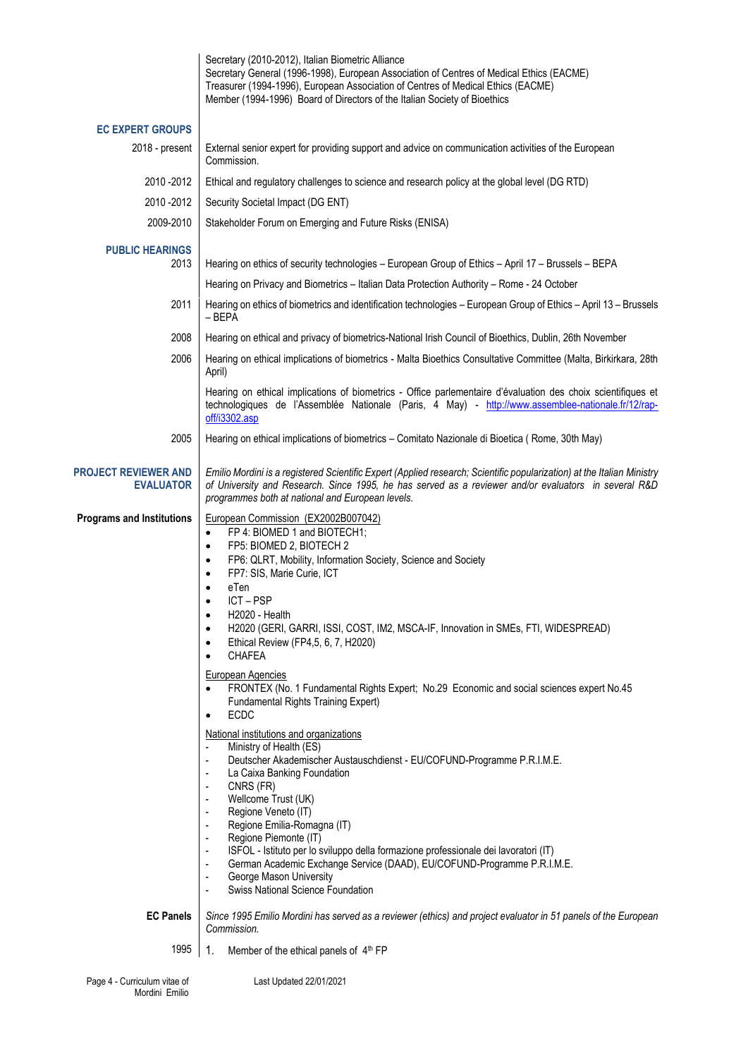Secretary (2010-2012), Italian Biometric Alliance
Secretary General (1996-1998), European Association of Centres of Medical Ethics (EACME)
Treasurer (1994-1996), European Association of Centres of Medical Ethics (EACME)
Member (1994-1996) Board of Directors of the Italian Society of Bioethics

## EC EXPERT GROUPS

| | |
|---|---|
| 2018 - present | External senior expert for providing support and advice on communication activities of the European Commission. |
| 2010 -2012 | Ethical and regulatory challenges to science and research policy at the global level (DG RTD) |
| 2010 -2012 | Security Societal Impact (DG ENT) |
| 2009-2010 | Stakeholder Forum on Emerging and Future Risks (ENISA) |

## PUBLIC HEARINGS

| | |
|---|---|
| 2013 | Hearing on ethics of security technologies – European Group of Ethics – April 17 – Brussels – BEPA |
| | Hearing on Privacy and Biometrics – Italian Data Protection Authority – Rome - 24 October |
| 2011 | Hearing on ethics of biometrics and identification technologies – European Group of Ethics – April 13 – Brussels – BEPA |
| 2008 | Hearing on ethical and privacy of biometrics-National Irish Council of Bioethics, Dublin, 26th November |
| 2006 | Hearing on ethical implications of biometrics - Malta Bioethics Consultative Committee (Malta, Birkirkara, 28th April) |
| | Hearing on ethical implications of biometrics - Office parlementaire d'évaluation des choix scientifiques et technologiques de l'Assemblée Nationale (Paris, 4 May) - http://www.assemblee-nationale.fr/12/rap-off/i3302.asp |
| 2005 | Hearing on ethical implications of biometrics – Comitato Nazionale di Bioetica ( Rome, 30th May) |

## PROJECT REVIEWER AND EVALUATOR

*Emilio Mordini is a registered Scientific Expert (Applied research; Scientific popularization) at the Italian Ministry of University and Research. Since 1995, he has served as a reviewer and/or evaluators in several R&D programmes both at national and European levels.*

**Programs and Institutions**

European Commission (EX2002B007042)

- FP 4: BIOMED 1 and BIOTECH1;
- FP5: BIOMED 2, BIOTECH 2
- FP6: QLRT, Mobility, Information Society, Science and Society
- FP7: SIS, Marie Curie, ICT
- eTen
- ICT – PSP
- H2020 - Health
- H2020 (GERI, GARRI, ISSI, COST, IM2, MSCA-IF, Innovation in SMEs, FTI, WIDESPREAD)
- Ethical Review (FP4,5, 6, 7, H2020)
- CHAFEA

European Agencies

- FRONTEX (No. 1 Fundamental Rights Expert; No.29 Economic and social sciences expert No.45 Fundamental Rights Training Expert)
- ECDC

National institutions and organizations

- Ministry of Health (ES)
- Deutscher Akademischer Austauschdienst - EU/COFUND-Programme P.R.I.M.E.
- La Caixa Banking Foundation
- CNRS (FR)
- Wellcome Trust (UK)
- Regione Veneto (IT)
- Regione Emilia-Romagna (IT)
- Regione Piemonte (IT)
- ISFOL - Istituto per lo sviluppo della formazione professionale dei lavoratori (IT)
- German Academic Exchange Service (DAAD), EU/COFUND-Programme P.R.I.M.E.
- George Mason University
- Swiss National Science Foundation

**EC Panels**

*Since 1995 Emilio Mordini has served as a reviewer (ethics) and project evaluator in 51 panels of the European Commission.*

1995

1. Member of the ethical panels of 4th FP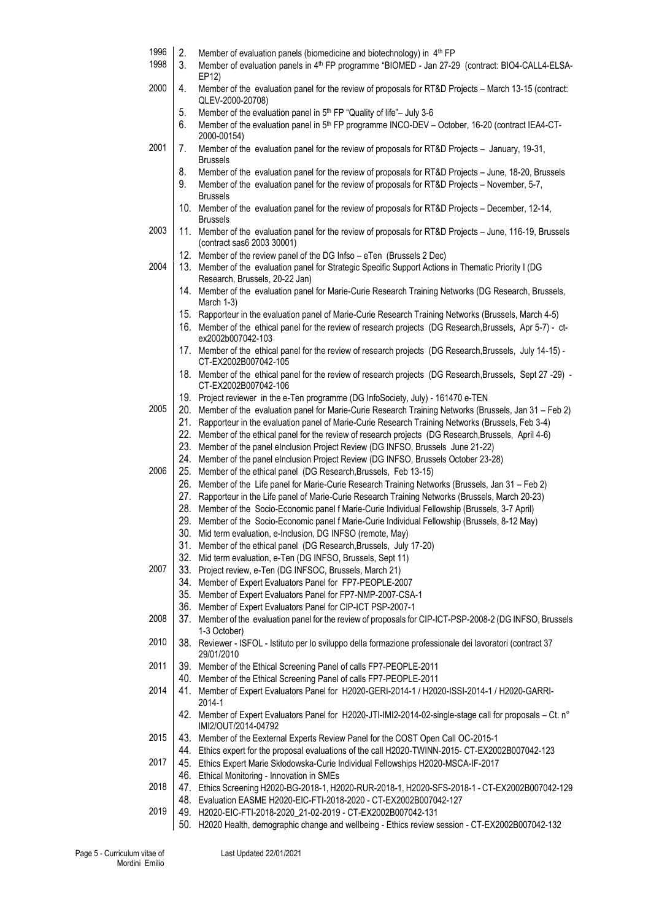| Year | No. | Activity |
|---|---|---|
| 1996 | 2. | Member of evaluation panels (biomedicine and biotechnology) in 4th FP |
| 1998 | 3. | Member of evaluation panels in 4th FP programme "BIOMED - Jan 27-29 (contract: BIO4-CALL4-ELSA-EP12) |
| 2000 | 4. | Member of the evaluation panel for the review of proposals for RT&D Projects – March 13-15 (contract: QLEV-2000-20708) |
| | 5. | Member of the evaluation panel in 5th FP "Quality of life"– July 3-6 |
| | 6. | Member of the evaluation panel in 5th FP programme INCO-DEV – October, 16-20 (contract IEA4-CT-2000-00154) |
| 2001 | 7. | Member of the evaluation panel for the review of proposals for RT&D Projects – January, 19-31, Brussels |
| | 8. | Member of the evaluation panel for the review of proposals for RT&D Projects – June, 18-20, Brussels |
| | 9. | Member of the evaluation panel for the review of proposals for RT&D Projects – November, 5-7, Brussels |
| | 10. | Member of the evaluation panel for the review of proposals for RT&D Projects – December, 12-14, Brussels |
| 2003 | 11. | Member of the evaluation panel for the review of proposals for RT&D Projects – June, 116-19, Brussels (contract sas6 2003 30001) |
| | 12. | Member of the review panel of the DG Infso – eTen (Brussels 2 Dec) |
| 2004 | 13. | Member of the evaluation panel for Strategic Specific Support Actions in Thematic Priority I (DG Research, Brussels, 20-22 Jan) |
| | 14. | Member of the evaluation panel for Marie-Curie Research Training Networks (DG Research, Brussels, March 1-3) |
| | 15. | Rapporteur in the evaluation panel of Marie-Curie Research Training Networks (Brussels, March 4-5) |
| | 16. | Member of the ethical panel for the review of research projects (DG Research,Brussels, Apr 5-7) - ct-ex2002b007042-103 |
| | 17. | Member of the ethical panel for the review of research projects (DG Research,Brussels, July 14-15) - CT-EX2002B007042-105 |
| | 18. | Member of the ethical panel for the review of research projects (DG Research,Brussels, Sept 27 -29) - CT-EX2002B007042-106 |
| | 19. | Project reviewer in the e-Ten programme (DG InfoSociety, July) - 161470 e-TEN |
| 2005 | 20. | Member of the evaluation panel for Marie-Curie Research Training Networks (Brussels, Jan 31 – Feb 2) |
| | 21. | Rapporteur in the evaluation panel of Marie-Curie Research Training Networks (Brussels, Feb 3-4) |
| | 22. | Member of the ethical panel for the review of research projects (DG Research,Brussels, April 4-6) |
| | 23. | Member of the panel eInclusion Project Review (DG INFSO, Brussels June 21-22) |
| | 24. | Member of the panel eInclusion Project Review (DG INFSO, Brussels October 23-28) |
| 2006 | 25. | Member of the ethical panel (DG Research,Brussels, Feb 13-15) |
| | 26. | Member of the Life panel for Marie-Curie Research Training Networks (Brussels, Jan 31 – Feb 2) |
| | 27. | Rapporteur in the Life panel of Marie-Curie Research Training Networks (Brussels, March 20-23) |
| | 28. | Member of the Socio-Economic panel f Marie-Curie Individual Fellowship (Brussels, 3-7 April) |
| | 29. | Member of the Socio-Economic panel f Marie-Curie Individual Fellowship (Brussels, 8-12 May) |
| | 30. | Mid term evaluation, e-Inclusion, DG INFSO (remote, May) |
| | 31. | Member of the ethical panel (DG Research,Brussels, July 17-20) |
| | 32. | Mid term evaluation, e-Ten (DG INFSO, Brussels, Sept 11) |
| 2007 | 33. | Project review, e-Ten (DG INFSOC, Brussels, March 21) |
| | 34. | Member of Expert Evaluators Panel for FP7-PEOPLE-2007 |
| | 35. | Member of Expert Evaluators Panel for FP7-NMP-2007-CSA-1 |
| | 36. | Member of Expert Evaluators Panel for CIP-ICT PSP-2007-1 |
| 2008 | 37. | Member of the evaluation panel for the review of proposals for CIP-ICT-PSP-2008-2 (DG INFSO, Brussels 1-3 October) |
| 2010 | 38. | Reviewer - ISFOL - Istituto per lo sviluppo della formazione professionale dei lavoratori (contract 37 29/01/2010 |
| 2011 | 39. | Member of the Ethical Screening Panel of calls FP7-PEOPLE-2011 |
| | 40. | Member of the Ethical Screening Panel of calls FP7-PEOPLE-2011 |
| 2014 | 41. | Member of Expert Evaluators Panel for H2020-GERI-2014-1 / H2020-ISSI-2014-1 / H2020-GARRI-2014-1 |
| | 42. | Member of Expert Evaluators Panel for H2020-JTI-IMI2-2014-02-single-stage call for proposals – Ct. n° IMI2/OUT/2014-04792 |
| 2015 | 43. | Member of the Eexternal Experts Review Panel for the COST Open Call OC-2015-1 |
| | 44. | Ethics expert for the proposal evaluations of the call H2020-TWINN-2015- CT-EX2002B007042-123 |
| 2017 | 45. | Ethics Expert Marie Skłodowska-Curie Individual Fellowships H2020-MSCA-IF-2017 |
| | 46. | Ethical Monitoring - Innovation in SMEs |
| 2018 | 47. | Ethics Screening H2020-BG-2018-1, H2020-RUR-2018-1, H2020-SFS-2018-1 - CT-EX2002B007042-129 |
| | 48. | Evaluation EASME H2020-EIC-FTI-2018-2020 - CT-EX2002B007042-127 |
| 2019 | 49. | H2020-EIC-FTI-2018-2020_21-02-2019 - CT-EX2002B007042-131 |
| | 50. | H2020 Health, demographic change and wellbeing - Ethics review session - CT-EX2002B007042-132 |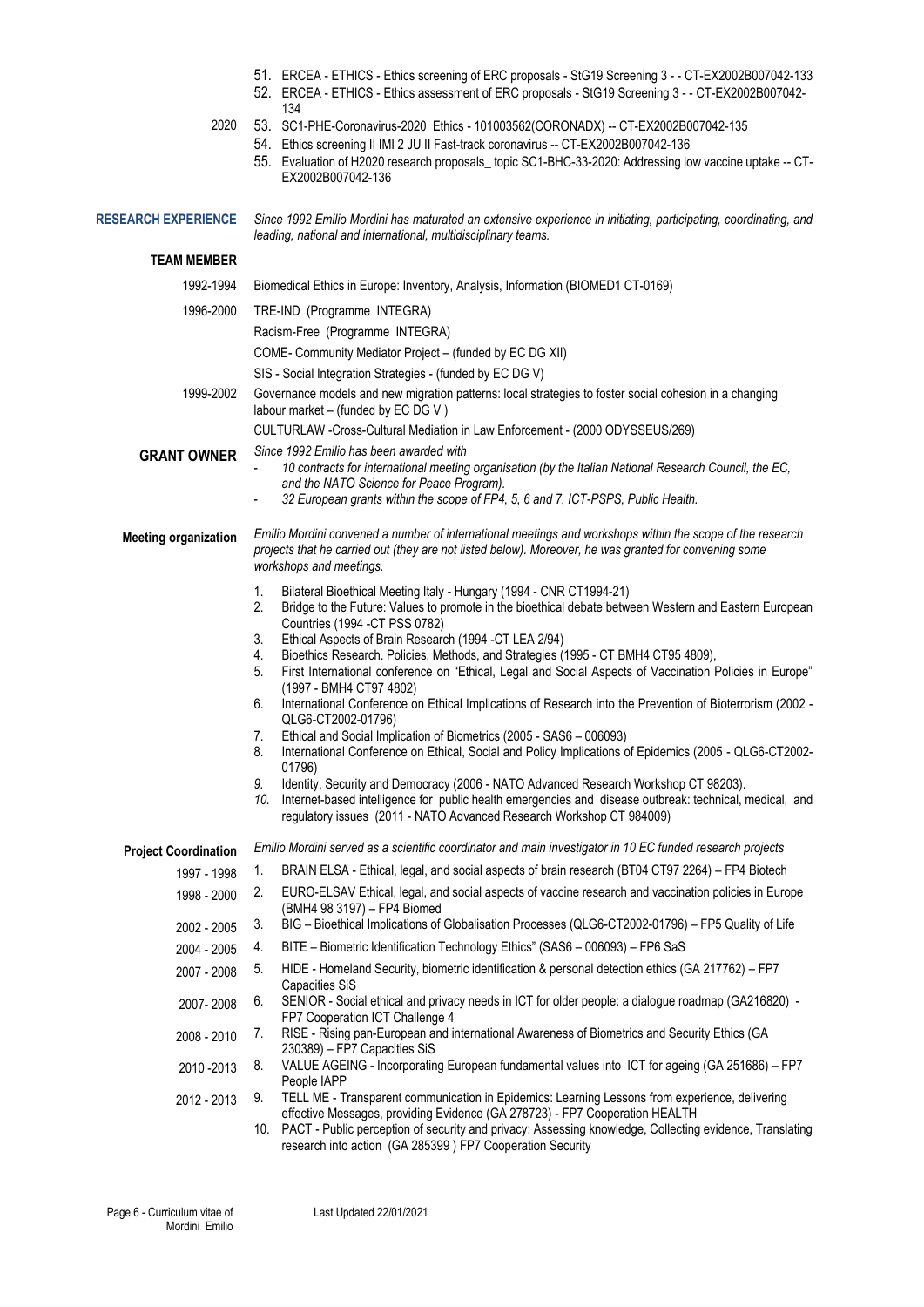51. ERCEA - ETHICS - Ethics screening of ERC proposals - StG19 Screening 3 - - CT-EX2002B007042-133
52. ERCEA - ETHICS - Ethics assessment of ERC proposals - StG19 Screening 3 - - CT-EX2002B007042-134

**2020**

53. SC1-PHE-Coronavirus-2020_Ethics - 101003562(CORONADX) -- CT-EX2002B007042-135
54. Ethics screening II IMI 2 JU II Fast-track coronavirus -- CT-EX2002B007042-136
55. Evaluation of H2020 research proposals_ topic SC1-BHC-33-2020: Addressing low vaccine uptake -- CT-EX2002B007042-136

## RESEARCH EXPERIENCE

*Since 1992 Emilio Mordini has matured an extensive experience in initiating, participating, coordinating, and leading, national and international, multidisciplinary teams.*

### TEAM MEMBER

| | |
|---|---|
| 1992-1994 | Biomedical Ethics in Europe: Inventory, Analysis, Information (BIOMED1 CT-0169) |
| 1996-2000 | TRE-IND (Programme INTEGRA) |
| | Racism-Free (Programme INTEGRA) |
| | COME- Community Mediator Project – (funded by EC DG XII) |
| | SIS - Social Integration Strategies - (funded by EC DG V) |
| 1999-2002 | Governance models and new migration patterns: local strategies to foster social cohesion in a changing labour market – (funded by EC DG V ) |
| | CULTURLAW -Cross-Cultural Mediation in Law Enforcement - (2000 ODYSSEUS/269) |

### GRANT OWNER

*Since 1992 Emilio has been awarded with*

- *10 contracts for international meeting organisation (by the Italian National Research Council, the EC, and the NATO Science for Peace Program).*
- *32 European grants within the scope of FP4, 5, 6 and 7, ICT-PSPS, Public Health.*

### Meeting organization

*Emilio Mordini convened a number of international meetings and workshops within the scope of the research projects that he carried out (they are not listed below). Moreover, he was granted for convening some workshops and meetings.*

1. Bilateral Bioethical Meeting Italy - Hungary (1994 - CNR CT1994-21)
2. Bridge to the Future: Values to promote in the bioethical debate between Western and Eastern European Countries (1994 -CT PSS 0782)
3. Ethical Aspects of Brain Research (1994 -CT LEA 2/94)
4. Bioethics Research. Policies, Methods, and Strategies (1995 - CT BMH4 CT95 4809),
5. First International conference on "Ethical, Legal and Social Aspects of Vaccination Policies in Europe" (1997 - BMH4 CT97 4802)
6. International Conference on Ethical Implications of Research into the Prevention of Bioterrorism (2002 - QLG6-CT2002-01796)
7. Ethical and Social Implication of Biometrics (2005 - SAS6 – 006093)
8. International Conference on Ethical, Social and Policy Implications of Epidemics (2005 - QLG6-CT2002-01796)
9. *Identity, Security and Democracy (2006 - NATO Advanced Research Workshop CT 98203).*
10. *Internet-based intelligence for public health emergencies and disease outbreak: technical, medical, and regulatory issues (2011 - NATO Advanced Research Workshop CT 984009)*

### Project Coordination

*Emilio Mordini served as a scientific coordinator and main investigator in 10 EC funded research projects*

| | |
|---|---|
| 1997 - 1998 | 1. BRAIN ELSA - Ethical, legal, and social aspects of brain research (BT04 CT97 2264) – FP4 Biotech |
| 1998 - 2000 | 2. EURO-ELSAV Ethical, legal, and social aspects of vaccine research and vaccination policies in Europe (BMH4 98 3197) – FP4 Biomed |
| 2002 - 2005 | 3. BIG – Bioethical Implications of Globalisation Processes (QLG6-CT2002-01796) – FP5 Quality of Life |
| 2004 - 2005 | 4. BITE – Biometric Identification Technology Ethics" (SAS6 – 006093) – FP6 SaS |
| 2007 - 2008 | 5. HIDE - Homeland Security, biometric identification & personal detection ethics (GA 217762) – FP7 Capacities SiS |
| 2007- 2008 | 6. SENIOR - Social ethical and privacy needs in ICT for older people: a dialogue roadmap (GA216820) - FP7 Cooperation ICT Challenge 4 |
| 2008 - 2010 | 7. RISE - Rising pan-European and international Awareness of Biometrics and Security Ethics (GA 230389) – FP7 Capacities SiS |
| 2010 -2013 | 8. VALUE AGEING - Incorporating European fundamental values into ICT for ageing (GA 251686) – FP7 People IAPP |
| 2012 - 2013 | 9. TELL ME - Transparent communication in Epidemics: Learning Lessons from experience, delivering effective Messages, providing Evidence (GA 278723) - FP7 Cooperation HEALTH |
| | 10. PACT - Public perception of security and privacy: Assessing knowledge, Collecting evidence, Translating research into action (GA 285399 ) FP7 Cooperation Security |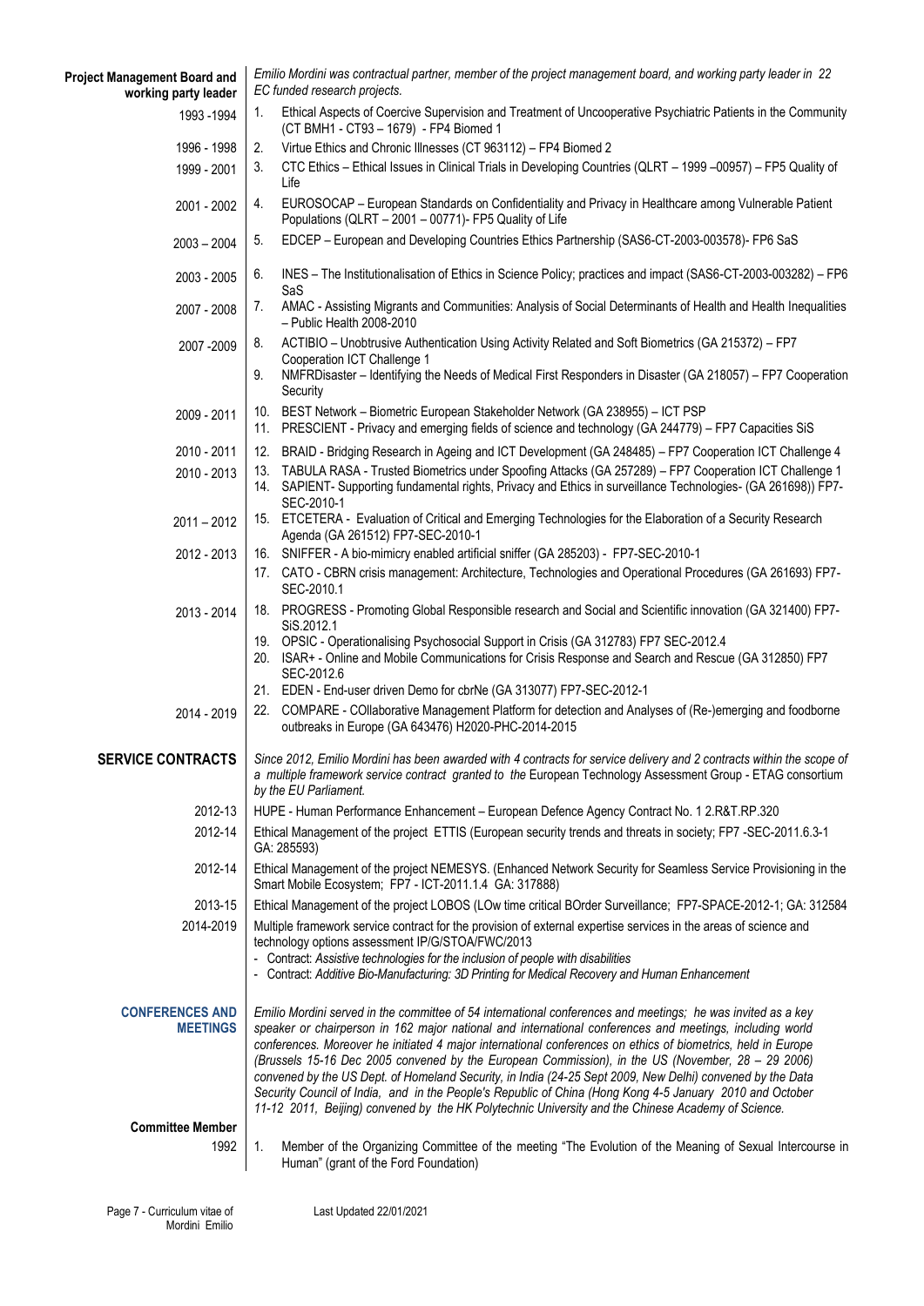**Project Management Board and working party leader**

*Emilio Mordini was contractual partner, member of the project management board, and working party leader in 22 EC funded research projects.*

| | |
|---|---|
| 1993 -1994 | 1. Ethical Aspects of Coercive Supervision and Treatment of Uncooperative Psychiatric Patients in the Community (CT BMH1 - CT93 – 1679) - FP4 Biomed 1 |
| 1996 - 1998 | 2. Virtue Ethics and Chronic Illnesses (CT 963112) – FP4 Biomed 2 |
| 1999 - 2001 | 3. CTC Ethics – Ethical Issues in Clinical Trials in Developing Countries (QLRT – 1999 –00957) – FP5 Quality of Life |
| 2001 - 2002 | 4. EUROSOCAP – European Standards on Confidentiality and Privacy in Healthcare among Vulnerable Patient Populations (QLRT – 2001 – 00771)- FP5 Quality of Life |
| 2003 – 2004 | 5. EDCEP – European and Developing Countries Ethics Partnership (SAS6-CT-2003-003578)- FP6 SaS |
| 2003 - 2005 | 6. INES – The Institutionalisation of Ethics in Science Policy; practices and impact (SAS6-CT-2003-003282) – FP6 SaS |
| 2007 - 2008 | 7. AMAC - Assisting Migrants and Communities: Analysis of Social Determinants of Health and Health Inequalities – Public Health 2008-2010 |
| 2007 -2009 | 8. ACTIBIO – Unobtrusive Authentication Using Activity Related and Soft Biometrics (GA 215372) – FP7 Cooperation ICT Challenge 1<br>9. NMFRDisaster – Identifying the Needs of Medical First Responders in Disaster (GA 218057) – FP7 Cooperation Security |
| 2009 - 2011 | 10. BEST Network – Biometric European Stakeholder Network (GA 238955) – ICT PSP<br>11. PRESCIENT - Privacy and emerging fields of science and technology (GA 244779) – FP7 Capacities SiS |
| 2010 - 2011 | 12. BRAID - Bridging Research in Ageing and ICT Development (GA 248485) – FP7 Cooperation ICT Challenge 4 |
| 2010 - 2013 | 13. TABULA RASA - Trusted Biometrics under Spoofing Attacks (GA 257289) – FP7 Cooperation ICT Challenge 1<br>14. SAPIENT- Supporting fundamental rights, Privacy and Ethics in surveillance Technologies- (GA 261698)) FP7-SEC-2010-1 |
| 2011 – 2012 | 15. ETCETERA - Evaluation of Critical and Emerging Technologies for the Elaboration of a Security Research Agenda (GA 261512) FP7-SEC-2010-1 |
| 2012 - 2013 | 16. SNIFFER - A bio-mimicry enabled artificial sniffer (GA 285203) - FP7-SEC-2010-1<br>17. CATO - CBRN crisis management: Architecture, Technologies and Operational Procedures (GA 261693) FP7-SEC-2010.1 |
| 2013 - 2014 | 18. PROGRESS - Promoting Global Responsible research and Social and Scientific innovation (GA 321400) FP7-SiS.2012.1<br>19. OPSIC - Operationalising Psychosocial Support in Crisis (GA 312783) FP7 SEC-2012.4<br>20. ISAR+ - Online and Mobile Communications for Crisis Response and Search and Rescue (GA 312850) FP7 SEC-2012.6<br>21. EDEN - End-user driven Demo for cbrNe (GA 313077) FP7-SEC-2012-1 |
| 2014 - 2019 | 22. COMPARE - COllaborative Management Platform for detection and Analyses of (Re-)emerging and foodborne outbreaks in Europe (GA 643476) H2020-PHC-2014-2015 |

## SERVICE CONTRACTS

*Since 2012, Emilio Mordini has been awarded with 4 contracts for service delivery and 2 contracts within the scope of a multiple framework service contract granted to the* European Technology Assessment Group - ETAG consortium *by the EU Parliament.*

| | |
|---|---|
| 2012-13 | HUPE - Human Performance Enhancement – European Defence Agency Contract No. 1 2.R&T.RP.320 |
| 2012-14 | Ethical Management of the project ETTIS (European security trends and threats in society; FP7 -SEC-2011.6.3-1 GA: 285593) |
| 2012-14 | Ethical Management of the project NEMESYS. (Enhanced Network Security for Seamless Service Provisioning in the Smart Mobile Ecosystem; FP7 - ICT-2011.1.4 GA: 317888) |
| 2013-15 | Ethical Management of the project LOBOS (LOw time critical BOrder Surveillance; FP7-SPACE-2012-1; GA: 312584 |
| 2014-2019 | Multiple framework service contract for the provision of external expertise services in the areas of science and technology options assessment IP/G/STOA/FWC/2013<br>- Contract: *Assistive technologies for the inclusion of people with disabilities*<br>- Contract: *Additive Bio-Manufacturing: 3D Printing for Medical Recovery and Human Enhancement* |

## CONFERENCES AND MEETINGS

*Emilio Mordini served in the committee of 54 international conferences and meetings; he was invited as a key speaker or chairperson in 162 major national and international conferences and meetings, including world conferences. Moreover he initiated 4 major international conferences on ethics of biometrics, held in Europe (Brussels 15-16 Dec 2005 convened by the European Commission), in the US (November, 28 – 29 2006) convened by the US Dept. of Homeland Security, in India (24-25 Sept 2009, New Delhi) convened by the Data Security Council of India, and in the People's Republic of China (Hong Kong 4-5 January 2010 and October 11-12 2011, Beijing) convened by the HK Polytechnic University and the Chinese Academy of Science.*

**Committee Member**

| | |
|---|---|
| 1992 | 1. Member of the Organizing Committee of the meeting "The Evolution of the Meaning of Sexual Intercourse in Human" (grant of the Ford Foundation) |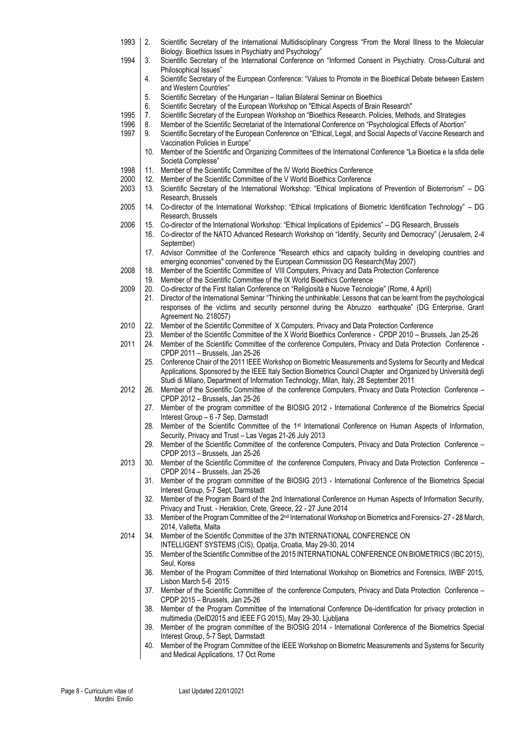| Year | No. | Activity |
|---|---|---|
| 1993 | 2. | Scientific Secretary of the International Multidisciplinary Congress "From the Moral Illness to the Molecular Biology. Bioethics Issues in Psychiatry and Psychology" |
| 1994 | 3. | Scientific Secretary of the International Conference on "Informed Consent in Psychiatry. Cross-Cultural and Philosophical Issues" |
| | 4. | Scientific Secretary of the European Conference: "Values to Promote in the Bioethical Debate between Eastern and Western Countries" |
| | 5. | Scientific Secretary of the Hungarian – Italian Bilateral Seminar on Bioethics |
| | 6. | Scientific Secretary of the European Workshop on "Ethical Aspects of Brain Research" |
| 1995 | 7. | Scientific Secretary of the European Workshop on "Bioethics Research. Policies, Methods, and Strategies |
| 1996 | 8. | Member of the Scientific Secretariat of the International Conference on "Psychological Effects of Abortion" |
| 1997 | 9. | Scientific Secretary of the European Conference on "Ethical, Legal, and Social Aspects of Vaccine Research and Vaccination Policies in Europe" |
| | 10. | Member of the Scientific and Organizing Committees of the International Conference "La Bioetica e la sfida delle Società Complesse" |
| 1998 | 11. | Member of the Scientific Committee of the IV World Bioethics Conference |
| 2000 | 12. | Member of the Scientific Committee of the V World Bioethics Conference |
| 2003 | 13. | Scientific Secretary of the International Workshop: "Ethical Implications of Prevention of Bioterrorism" – DG Research, Brussels |
| 2005 | 14. | Co-director of the International Workshop: "Ethical Implications of Biometric Identification Technology" – DG Research, Brussels |
| 2006 | 15. | Co-director of the International Workshop: "Ethical Implications of Epidemics" – DG Research, Brussels |
| | 16. | Co-director of the NATO Advanced Research Workshop on "Identity, Security and Democracy" (Jerusalem, 2-4 September) |
| | 17. | Advisor Committee of the Conference "Research ethics and capacity building in developing countries and emerging economies" convened by the European Commission DG Research(May 2007) |
| 2008 | 18. | Member of the Scientific Committee of VIII Computers, Privacy and Data Protection Conference |
| | 19. | Member of the Scientific Committee of the IX World Bioethics Conference |
| 2009 | 20. | Co-director of the First Italian Conference on "Religiosità e Nuove Tecnologie" (Rome, 4 April) |
| | 21. | Director of the International Seminar "Thinking the unthinkable: Lessons that can be learnt from the psychological responses of the victims and security personnel during the Abruzzo earthquake" (DG Enterprise, Grant Agreement No. 218057) |
| 2010 | 22. | Member of the Scientific Committee of X Computers, Privacy and Data Protection Conference |
| | 23. | Member of the Scientific Committee of the X World Bioethics Conference - CPDP 2010 – Brussels, Jan 25-26 |
| 2011 | 24. | Member of the Scientific Committee of the conference Computers, Privacy and Data Protection Conference - CPDP 2011 – Brussels, Jan 25-26 |
| | 25. | Conference Chair of the 2011 IEEE Workshop on Biometric Measurements and Systems for Security and Medical Applications, Sponsored by the IEEE Italy Section Biometrics Council Chapter and Organized by Università degli Studi di Milano, Department of Information Technology, Milan, Italy, 28 September 2011 |
| 2012 | 26. | Member of the Scientific Committee of the conference Computers, Privacy and Data Protection Conference – CPDP 2012 – Brussels, Jan 25-26 |
| | 27. | Member of the program committee of the BIOSIG 2012 - International Conference of the Biometrics Special Interest Group – 6 -7 Sep, Darmstadt |
| | 28. | Member of the Scientific Committee of the 1st International Conference on Human Aspects of Information, Security, Privacy and Trust – Las Vegas 21-26 July 2013 |
| | 29. | Member of the Scientific Committee of the conference Computers, Privacy and Data Protection Conference – CPDP 2013 – Brussels, Jan 25-26 |
| 2013 | 30. | Member of the Scientific Committee of the conference Computers, Privacy and Data Protection Conference – CPDP 2014 – Brussels, Jan 25-26 |
| | 31. | Member of the program committee of the BIOSIG 2013 - International Conference of the Biometrics Special Interest Group, 5-7 Sept, Darmstadt |
| | 32. | Member of the Program Board of the 2nd International Conference on Human Aspects of Information Security, Privacy and Trust. - Heraklion, Crete, Greece, 22 - 27 June 2014 |
| | 33. | Member of the Program Committee of the 2nd International Workshop on Biometrics and Forensics- 27 - 28 March, 2014, Valletta, Malta |
| 2014 | 34. | Member of the Scientific Committee of the 37th INTERNATIONAL CONFERENCE ON INTELLIGENT SYSTEMS (CIS), Opatija, Croatia, May 29-30, 2014 |
| | 35. | Member of the Scientific Committee of the 2015 INTERNATIONAL CONFERENCE ON BIOMETRICS (IBC 2015), Seul, Korea |
| | 36. | Member of the Program Committee of third International Workshop on Biometrics and Forensics, IWBF 2015, Lisbon March 5-6 2015 |
| | 37. | Member of the Scientific Committee of the conference Computers, Privacy and Data Protection Conference – CPDP 2015 – Brussels, Jan 25-26 |
| | 38. | Member of the Program Committee of the International Conference De-identification for privacy protection in multimedia (DeID2015 and IEEE FG 2015), May 29-30, Ljubljana |
| | 39. | Member of the program committee of the BIOSIG 2014 - International Conference of the Biometrics Special Interest Group, 5-7 Sept, Darmstadt |
| | 40. | Member of the Program Committee of the IEEE Workshop on Biometric Measurements and Systems for Security and Medical Applications, 17 Oct Rome |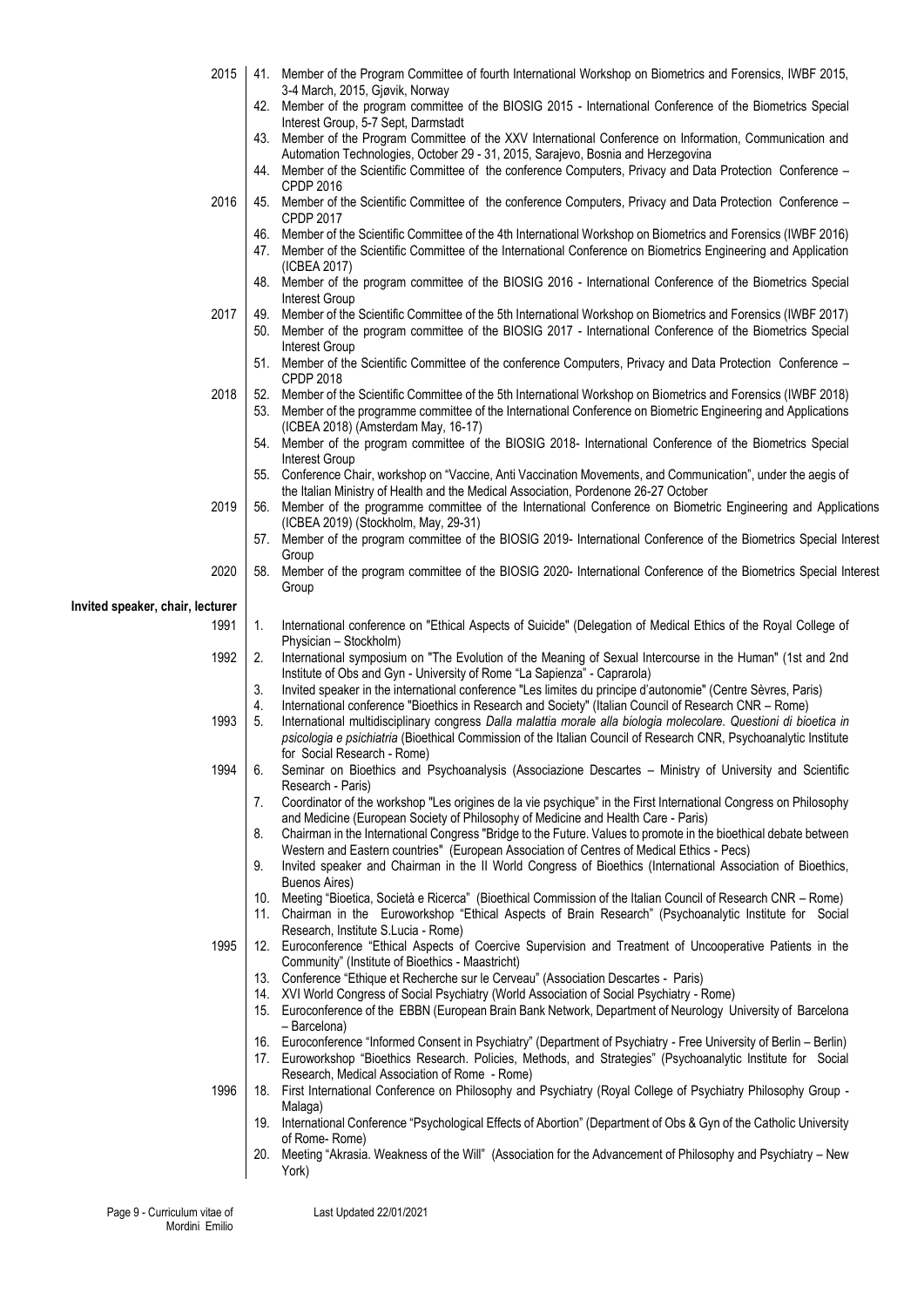**2015**

41. Member of the Program Committee of fourth International Workshop on Biometrics and Forensics, IWBF 2015, 3-4 March, 2015, Gjøvik, Norway
42. Member of the program committee of the BIOSIG 2015 - International Conference of the Biometrics Special Interest Group, 5-7 Sept, Darmstadt
43. Member of the Program Committee of the XXV International Conference on Information, Communication and Automation Technologies, October 29 - 31, 2015, Sarajevo, Bosnia and Herzegovina
44. Member of the Scientific Committee of the conference Computers, Privacy and Data Protection Conference – CPDP 2016

**2016**

45. Member of the Scientific Committee of the conference Computers, Privacy and Data Protection Conference – CPDP 2017
46. Member of the Scientific Committee of the 4th International Workshop on Biometrics and Forensics (IWBF 2016)
47. Member of the Scientific Committee of the International Conference on Biometrics Engineering and Application (ICBEA 2017)
48. Member of the program committee of the BIOSIG 2016 - International Conference of the Biometrics Special Interest Group

**2017**

49. Member of the Scientific Committee of the 5th International Workshop on Biometrics and Forensics (IWBF 2017)
50. Member of the program committee of the BIOSIG 2017 - International Conference of the Biometrics Special Interest Group
51. Member of the Scientific Committee of the conference Computers, Privacy and Data Protection Conference – CPDP 2018

**2018**

52. Member of the Scientific Committee of the 5th International Workshop on Biometrics and Forensics (IWBF 2018)
53. Member of the programme committee of the International Conference on Biometric Engineering and Applications (ICBEA 2018) (Amsterdam May, 16-17)
54. Member of the program committee of the BIOSIG 2018- International Conference of the Biometrics Special Interest Group
55. Conference Chair, workshop on "Vaccine, Anti Vaccination Movements, and Communication", under the aegis of the Italian Ministry of Health and the Medical Association, Pordenone 26-27 October

**2019**

56. Member of the programme committee of the International Conference on Biometric Engineering and Applications (ICBEA 2019) (Stockholm, May, 29-31)
57. Member of the program committee of the BIOSIG 2019- International Conference of the Biometrics Special Interest Group

**2020**

58. Member of the program committee of the BIOSIG 2020- International Conference of the Biometrics Special Interest Group

## Invited speaker, chair, lecturer

**1991**

1. International conference on "Ethical Aspects of Suicide" (Delegation of Medical Ethics of the Royal College of Physician – Stockholm)

**1992**

2. International symposium on "The Evolution of the Meaning of Sexual Intercourse in the Human" (1st and 2nd Institute of Obs and Gyn - University of Rome "La Sapienza" - Caprarola)
3. Invited speaker in the international conference "Les limites du principe d'autonomie" (Centre Sèvres, Paris)
4. International conference "Bioethics in Research and Society" (Italian Council of Research CNR – Rome)

**1993**

5. International multidisciplinary congress *Dalla malattia morale alla biologia molecolare. Questioni di bioetica in psicologia e psichiatria* (Bioethical Commission of the Italian Council of Research CNR, Psychoanalytic Institute for Social Research - Rome)

**1994**

6. Seminar on Bioethics and Psychoanalysis (Associazione Descartes – Ministry of University and Scientific Research - Paris)
7. Coordinator of the workshop "Les origines de la vie psychique" in the First International Congress on Philosophy and Medicine (European Society of Philosophy of Medicine and Health Care - Paris)
8. Chairman in the International Congress "Bridge to the Future. Values to promote in the bioethical debate between Western and Eastern countries" (European Association of Centres of Medical Ethics - Pecs)
9. Invited speaker and Chairman in the II World Congress of Bioethics (International Association of Bioethics, Buenos Aires)
10. Meeting "Bioetica, Società e Ricerca" (Bioethical Commission of the Italian Council of Research CNR – Rome)
11. Chairman in the Euroworkshop "Ethical Aspects of Brain Research" (Psychoanalytic Institute for Social Research, Institute S.Lucia - Rome)

**1995**

12. Euroconference "Ethical Aspects of Coercive Supervision and Treatment of Uncooperative Patients in the Community" (Institute of Bioethics - Maastricht)
13. Conference "Ethique et Recherche sur le Cerveau" (Association Descartes - Paris)
14. XVI World Congress of Social Psychiatry (World Association of Social Psychiatry - Rome)
15. Euroconference of the EBBN (European Brain Bank Network, Department of Neurology University of Barcelona – Barcelona)
16. Euroconference "Informed Consent in Psychiatry" (Department of Psychiatry - Free University of Berlin – Berlin)
17. Euroworkshop "Bioethics Research. Policies, Methods, and Strategies" (Psychoanalytic Institute for Social Research, Medical Association of Rome - Rome)

**1996**

18. First International Conference on Philosophy and Psychiatry (Royal College of Psychiatry Philosophy Group - Malaga)
19. International Conference "Psychological Effects of Abortion" (Department of Obs & Gyn of the Catholic University of Rome- Rome)
20. Meeting "Akrasia. Weakness of the Will" (Association for the Advancement of Philosophy and Psychiatry – New York)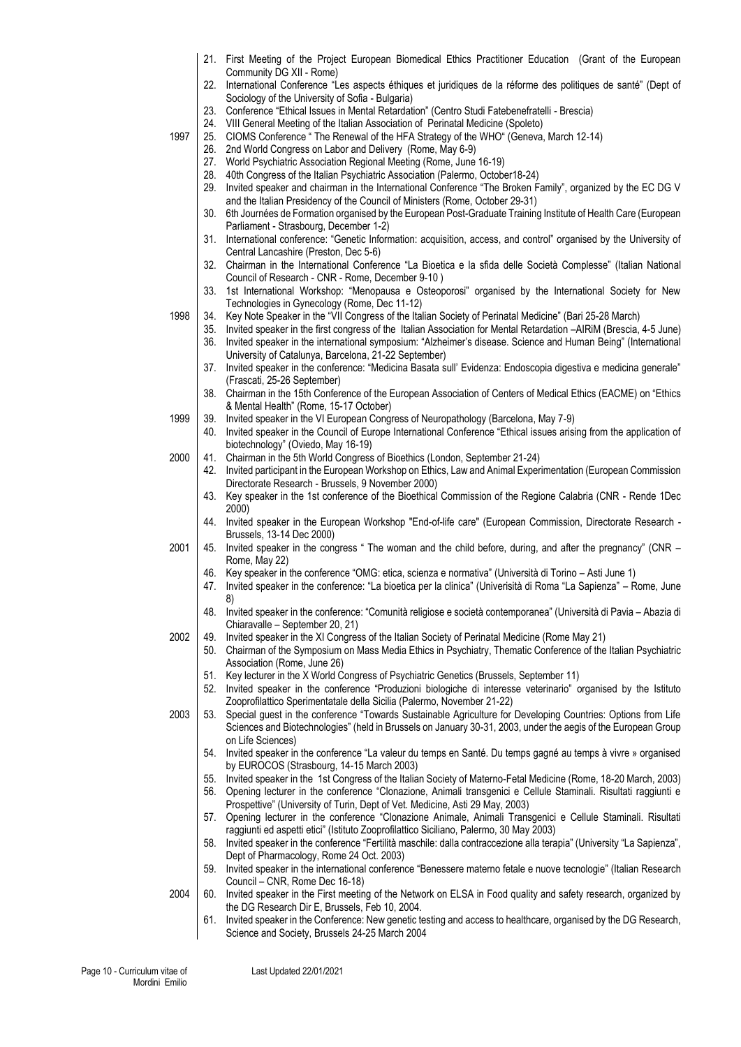21. First Meeting of the Project European Biomedical Ethics Practitioner Education (Grant of the European Community DG XII - Rome)
22. International Conference "Les aspects éthiques et juridiques de la réforme des politiques de santé" (Dept of Sociology of the University of Sofia - Bulgaria)
23. Conference "Ethical Issues in Mental Retardation" (Centro Studi Fatebenefratelli - Brescia)
24. VIII General Meeting of the Italian Association of Perinatal Medicine (Spoleto)

**1997**

25. CIOMS Conference " The Renewal of the HFA Strategy of the WHO" (Geneva, March 12-14)
26. 2nd World Congress on Labor and Delivery (Rome, May 6-9)
27. World Psychiatric Association Regional Meeting (Rome, June 16-19)
28. 40th Congress of the Italian Psychiatric Association (Palermo, October18-24)
29. Invited speaker and chairman in the International Conference "The Broken Family", organized by the EC DG V and the Italian Presidency of the Council of Ministers (Rome, October 29-31)
30. 6th Journées de Formation organised by the European Post-Graduate Training Institute of Health Care (European Parliament - Strasbourg, December 1-2)
31. International conference: "Genetic Information: acquisition, access, and control" organised by the University of Central Lancashire (Preston, Dec 5-6)
32. Chairman in the International Conference "La Bioetica e la sfida delle Società Complesse" (Italian National Council of Research - CNR - Rome, December 9-10 )
33. 1st International Workshop: "Menopausa e Osteoporosi" organised by the International Society for New Technologies in Gynecology (Rome, Dec 11-12)

**1998**

34. Key Note Speaker in the "VII Congress of the Italian Society of Perinatal Medicine" (Bari 25-28 March)
35. Invited speaker in the first congress of the Italian Association for Mental Retardation –AIRiM (Brescia, 4-5 June)
36. Invited speaker in the international symposium: "Alzheimer's disease. Science and Human Being" (International University of Catalunya, Barcelona, 21-22 September)
37. Invited speaker in the conference: "Medicina Basata sull' Evidenza: Endoscopia digestiva e medicina generale" (Frascati, 25-26 September)
38. Chairman in the 15th Conference of the European Association of Centers of Medical Ethics (EACME) on "Ethics & Mental Health" (Rome, 15-17 October)

**1999**

39. Invited speaker in the VI European Congress of Neuropathology (Barcelona, May 7-9)
40. Invited speaker in the Council of Europe International Conference "Ethical issues arising from the application of biotechnology" (Oviedo, May 16-19)

**2000**

41. Chairman in the 5th World Congress of Bioethics (London, September 21-24)
42. Invited participant in the European Workshop on Ethics, Law and Animal Experimentation (European Commission Directorate Research - Brussels, 9 November 2000)
43. Key speaker in the 1st conference of the Bioethical Commission of the Regione Calabria (CNR - Rende 1Dec 2000)
44. Invited speaker in the European Workshop "End-of-life care" (European Commission, Directorate Research - Brussels, 13-14 Dec 2000)

**2001**

45. Invited speaker in the congress " The woman and the child before, during, and after the pregnancy" (CNR – Rome, May 22)
46. Key speaker in the conference "OMG: etica, scienza e normativa" (Università di Torino – Asti June 1)
47. Invited speaker in the conference: "La bioetica per la clinica" (Univerisità di Roma "La Sapienza" – Rome, June 8)
48. Invited speaker in the conference: "Comunità religiose e società contemporanea" (Università di Pavia – Abazia di Chiaravalle – September 20, 21)

**2002**

49. Invited speaker in the XI Congress of the Italian Society of Perinatal Medicine (Rome May 21)
50. Chairman of the Symposium on Mass Media Ethics in Psychiatry, Thematic Conference of the Italian Psychiatric Association (Rome, June 26)
51. Key lecturer in the X World Congress of Psychiatric Genetics (Brussels, September 11)
52. Invited speaker in the conference "Produzioni biologiche di interesse veterinario" organised by the Istituto Zooprofilattico Sperimentatale della Sicilia (Palermo, November 21-22)

**2003**

53. Special guest in the conference "Towards Sustainable Agriculture for Developing Countries: Options from Life Sciences and Biotechnologies" (held in Brussels on January 30-31, 2003, under the aegis of the European Group on Life Sciences)
54. Invited speaker in the conference "La valeur du temps en Santé. Du temps gagné au temps à vivre » organised by EUROCOS (Strasbourg, 14-15 March 2003)
55. Invited speaker in the 1st Congress of the Italian Society of Materno-Fetal Medicine (Rome, 18-20 March, 2003)
56. Opening lecturer in the conference "Clonazione, Animali transgenici e Cellule Staminali. Risultati raggiunti e Prospettive" (University of Turin, Dept of Vet. Medicine, Asti 29 May, 2003)
57. Opening lecturer in the conference "Clonazione Animale, Animali Transgenici e Cellule Staminali. Risultati raggiunti ed aspetti etici" (Istituto Zooprofilattico Siciliano, Palermo, 30 May 2003)
58. Invited speaker in the conference "Fertilità maschile: dalla contraccezione alla terapia" (University "La Sapienza", Dept of Pharmacology, Rome 24 Oct. 2003)
59. Invited speaker in the international conference "Benessere materno fetale e nuove tecnologie" (Italian Research Council – CNR, Rome Dec 16-18)

**2004**

60. Invited speaker in the First meeting of the Network on ELSA in Food quality and safety research, organized by the DG Research Dir E, Brussels, Feb 10, 2004.
61. Invited speaker in the Conference: New genetic testing and access to healthcare, organised by the DG Research, Science and Society, Brussels 24-25 March 2004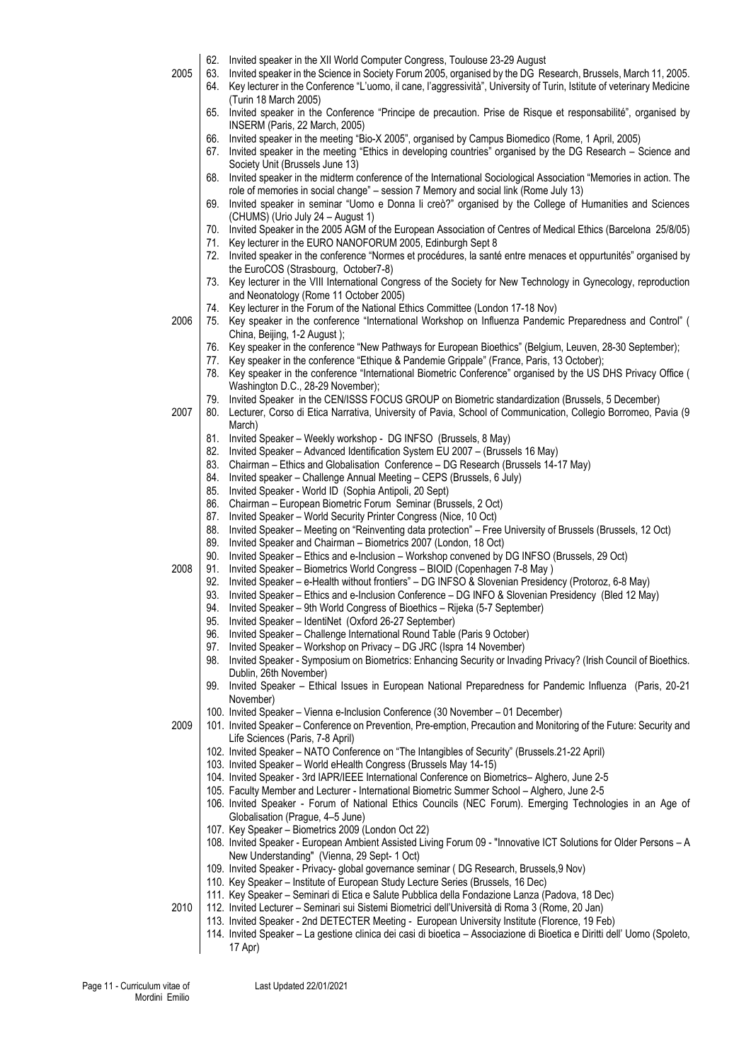62. Invited speaker in the XII World Computer Congress, Toulouse 23-29 August

**2005**

63. Invited speaker in the Science in Society Forum 2005, organised by the DG Research, Brussels, March 11, 2005.
64. Key lecturer in the Conference "L'uomo, il cane, l'aggressività", University of Turin, Istitute of veterinary Medicine (Turin 18 March 2005)
65. Invited speaker in the Conference "Principe de precaution. Prise de Risque et responsabilité", organised by INSERM (Paris, 22 March, 2005)
66. Invited speaker in the meeting "Bio-X 2005", organised by Campus Biomedico (Rome, 1 April, 2005)
67. Invited speaker in the meeting "Ethics in developing countries" organised by the DG Research – Science and Society Unit (Brussels June 13)
68. Invited speaker in the midterm conference of the International Sociological Association "Memories in action. The role of memories in social change" – session 7 Memory and social link (Rome July 13)
69. Invited speaker in seminar "Uomo e Donna li creò?" organised by the College of Humanities and Sciences (CHUMS) (Urio July 24 – August 1)
70. Invited Speaker in the 2005 AGM of the European Association of Centres of Medical Ethics (Barcelona 25/8/05)
71. Key lecturer in the EURO NANOFORUM 2005, Edinburgh Sept 8
72. Invited speaker in the conference "Normes et procédures, la santé entre menaces et oppurtunités" organised by the EuroCOS (Strasbourg, October7-8)
73. Key lecturer in the VIII International Congress of the Society for New Technology in Gynecology, reproduction and Neonatology (Rome 11 October 2005)
74. Key lecturer in the Forum of the National Ethics Committee (London 17-18 Nov)

**2006**

75. Key speaker in the conference "International Workshop on Influenza Pandemic Preparedness and Control" ( China, Beijing, 1-2 August );
76. Key speaker in the conference "New Pathways for European Bioethics" (Belgium, Leuven, 28-30 September);
77. Key speaker in the conference "Ethique & Pandemie Grippale" (France, Paris, 13 October);
78. Key speaker in the conference "International Biometric Conference" organised by the US DHS Privacy Office ( Washington D.C., 28-29 November);
79. Invited Speaker in the CEN/ISSS FOCUS GROUP on Biometric standardization (Brussels, 5 December)

**2007**

80. Lecturer, Corso di Etica Narrativa, University of Pavia, School of Communication, Collegio Borromeo, Pavia (9 March)
81. Invited Speaker – Weekly workshop - DG INFSO (Brussels, 8 May)
82. Invited Speaker – Advanced Identification System EU 2007 – (Brussels 16 May)
83. Chairman – Ethics and Globalisation Conference – DG Research (Brussels 14-17 May)
84. Invited speaker – Challenge Annual Meeting – CEPS (Brussels, 6 July)
85. Invited Speaker - World ID (Sophia Antipoli, 20 Sept)
86. Chairman – European Biometric Forum Seminar (Brussels, 2 Oct)
87. Invited Speaker – World Security Printer Congress (Nice, 10 Oct)
88. Invited Speaker – Meeting on "Reinventing data protection" – Free University of Brussels (Brussels, 12 Oct)
89. Invited Speaker and Chairman – Biometrics 2007 (London, 18 Oct)
90. Invited Speaker – Ethics and e-Inclusion – Workshop convened by DG INFSO (Brussels, 29 Oct)

**2008**

91. Invited Speaker – Biometrics World Congress – BIOID (Copenhagen 7-8 May )
92. Invited Speaker – e-Health without frontiers" – DG INFSO & Slovenian Presidency (Protoroz, 6-8 May)
93. Invited Speaker – Ethics and e-Inclusion Conference – DG INFO & Slovenian Presidency (Bled 12 May)
94. Invited Speaker – 9th World Congress of Bioethics – Rijeka (5-7 September)
95. Invited Speaker – IdentiNet (Oxford 26-27 September)
96. Invited Speaker – Challenge International Round Table (Paris 9 October)
97. Invited Speaker – Workshop on Privacy – DG JRC (Ispra 14 November)
98. Invited Speaker - Symposium on Biometrics: Enhancing Security or Invading Privacy? (Irish Council of Bioethics. Dublin, 26th November)
99. Invited Speaker – Ethical Issues in European National Preparedness for Pandemic Influenza (Paris, 20-21 November)
100. Invited Speaker – Vienna e-Inclusion Conference (30 November – 01 December)

**2009**

101. Invited Speaker – Conference on Prevention, Pre-emption, Precaution and Monitoring of the Future: Security and Life Sciences (Paris, 7-8 April)
102. Invited Speaker – NATO Conference on "The Intangibles of Security" (Brussels.21-22 April)
103. Invited Speaker – World eHealth Congress (Brussels May 14-15)
104. Invited Speaker - 3rd IAPR/IEEE International Conference on Biometrics– Alghero, June 2-5
105. Faculty Member and Lecturer - International Biometric Summer School – Alghero, June 2-5
106. Invited Speaker - Forum of National Ethics Councils (NEC Forum). Emerging Technologies in an Age of Globalisation (Prague, 4–5 June)
107. Key Speaker – Biometrics 2009 (London Oct 22)
108. Invited Speaker - European Ambient Assisted Living Forum 09 - "Innovative ICT Solutions for Older Persons – A New Understanding" (Vienna, 29 Sept- 1 Oct)
109. Invited Speaker - Privacy- global governance seminar ( DG Research, Brussels,9 Nov)
110. Key Speaker – Institute of European Study Lecture Series (Brussels, 16 Dec)
111. Key Speaker – Seminari di Etica e Salute Pubblica della Fondazione Lanza (Padova, 18 Dec)

**2010**

112. Invited Lecturer – Seminari sui Sistemi Biometrici dell'Università di Roma 3 (Rome, 20 Jan)
113. Invited Speaker - 2nd DETECTER Meeting - European University Institute (Florence, 19 Feb)
114. Invited Speaker – La gestione clinica dei casi di bioetica – Associazione di Bioetica e Diritti dell' Uomo (Spoleto, 17 Apr)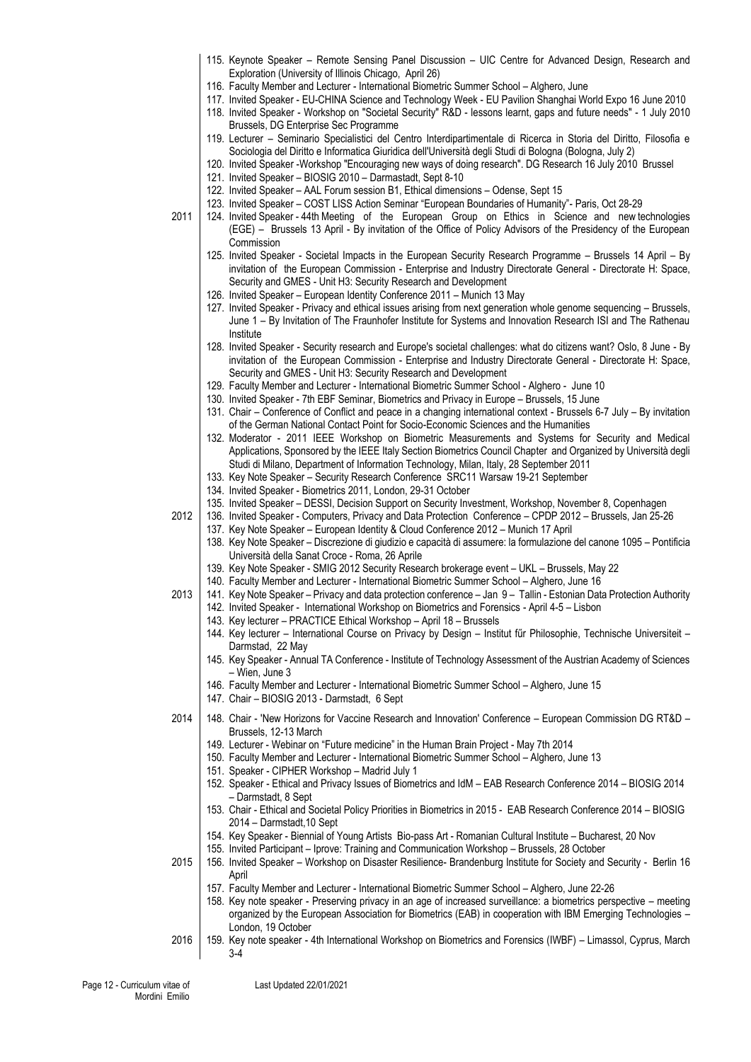115. Keynote Speaker – Remote Sensing Panel Discussion – UIC Centre for Advanced Design, Research and Exploration (University of Illinois Chicago, April 26)
116. Faculty Member and Lecturer - International Biometric Summer School – Alghero, June
117. Invited Speaker - EU-CHINA Science and Technology Week - EU Pavilion Shanghai World Expo 16 June 2010
118. Invited Speaker - Workshop on "Societal Security" R&D - lessons learnt, gaps and future needs" - 1 July 2010 Brussels, DG Enterprise Sec Programme
119. Lecturer – Seminario Specialistici del Centro Interdipartimentale di Ricerca in Storia del Diritto, Filosofia e Sociologia del Diritto e Informatica Giuridica dell'Università degli Studi di Bologna (Bologna, July 2)
120. Invited Speaker -Workshop "Encouraging new ways of doing research". DG Research 16 July 2010 Brussel
121. Invited Speaker – BIOSIG 2010 – Darmastadt, Sept 8-10
122. Invited Speaker – AAL Forum session B1, Ethical dimensions – Odense, Sept 15
123. Invited Speaker – COST LISS Action Seminar "European Boundaries of Humanity"- Paris, Oct 28-29

**2011**

124. Invited Speaker - 44th Meeting of the European Group on Ethics in Science and new technologies (EGE) – Brussels 13 April - By invitation of the Office of Policy Advisors of the Presidency of the European Commission
125. Invited Speaker - Societal Impacts in the European Security Research Programme – Brussels 14 April – By invitation of the European Commission - Enterprise and Industry Directorate General - Directorate H: Space, Security and GMES - Unit H3: Security Research and Development
126. Invited Speaker – European Identity Conference 2011 – Munich 13 May
127. Invited Speaker - Privacy and ethical issues arising from next generation whole genome sequencing – Brussels, June 1 – By Invitation of The Fraunhofer Institute for Systems and Innovation Research ISI and The Rathenau Institute
128. Invited Speaker - Security research and Europe's societal challenges: what do citizens want? Oslo, 8 June - By invitation of the European Commission - Enterprise and Industry Directorate General - Directorate H: Space, Security and GMES - Unit H3: Security Research and Development
129. Faculty Member and Lecturer - International Biometric Summer School - Alghero - June 10
130. Invited Speaker - 7th EBF Seminar, Biometrics and Privacy in Europe – Brussels, 15 June
131. Chair – Conference of Conflict and peace in a changing international context - Brussels 6-7 July – By invitation of the German National Contact Point for Socio-Economic Sciences and the Humanities
132. Moderator - 2011 IEEE Workshop on Biometric Measurements and Systems for Security and Medical Applications, Sponsored by the IEEE Italy Section Biometrics Council Chapter and Organized by Università degli Studi di Milano, Department of Information Technology, Milan, Italy, 28 September 2011
133. Key Note Speaker – Security Research Conference SRC11 Warsaw 19-21 September
134. Invited Speaker - Biometrics 2011, London, 29-31 October
135. Invited Speaker – DESSI, Decision Support on Security Investment, Workshop, November 8, Copenhagen

**2012**

136. Invited Speaker - Computers, Privacy and Data Protection Conference – CPDP 2012 – Brussels, Jan 25-26
137. Key Note Speaker – European Identity & Cloud Conference 2012 – Munich 17 April
138. Key Note Speaker – Discrezione di giudizio e capacità di assumere: la formulazione del canone 1095 – Pontificia Università della Sanat Croce - Roma, 26 Aprile
139. Key Note Speaker - SMIG 2012 Security Research brokerage event – UKL – Brussels, May 22
140. Faculty Member and Lecturer - International Biometric Summer School – Alghero, June 16

**2013**

141. Key Note Speaker – Privacy and data protection conference – Jan 9 – Tallin - Estonian Data Protection Authority
142. Invited Speaker - International Workshop on Biometrics and Forensics - April 4-5 – Lisbon
143. Key lecturer – PRACTICE Ethical Workshop – April 18 – Brussels
144. Key lecturer – International Course on Privacy by Design – Institut fűr Philosophie, Technische Universiteit – Darmstad, 22 May
145. Key Speaker - Annual TA Conference - Institute of Technology Assessment of the Austrian Academy of Sciences – Wien, June 3
146. Faculty Member and Lecturer - International Biometric Summer School – Alghero, June 15
147. Chair – BIOSIG 2013 - Darmstadt, 6 Sept

**2014**

148. Chair - 'New Horizons for Vaccine Research and Innovation' Conference – European Commission DG RT&D – Brussels, 12-13 March
149. Lecturer - Webinar on "Future medicine" in the Human Brain Project - May 7th 2014
150. Faculty Member and Lecturer - International Biometric Summer School – Alghero, June 13
151. Speaker - CIPHER Workshop – Madrid July 1
152. Speaker - Ethical and Privacy Issues of Biometrics and IdM – EAB Research Conference 2014 – BIOSIG 2014 – Darmstadt, 8 Sept
153. Chair - Ethical and Societal Policy Priorities in Biometrics in 2015 - EAB Research Conference 2014 – BIOSIG 2014 – Darmstadt,10 Sept
154. Key Speaker - Biennial of Young Artists Bio-pass Art - Romanian Cultural Institute – Bucharest, 20 Nov
155. Invited Participant – Iprove: Training and Communication Workshop – Brussels, 28 October

**2015**

156. Invited Speaker – Workshop on Disaster Resilience- Brandenburg Institute for Society and Security - Berlin 16 April
157. Faculty Member and Lecturer - International Biometric Summer School – Alghero, June 22-26
158. Key note speaker - Preserving privacy in an age of increased surveillance: a biometrics perspective – meeting organized by the European Association for Biometrics (EAB) in cooperation with IBM Emerging Technologies – London, 19 October

**2016**

159. Key note speaker - 4th International Workshop on Biometrics and Forensics (IWBF) – Limassol, Cyprus, March 3-4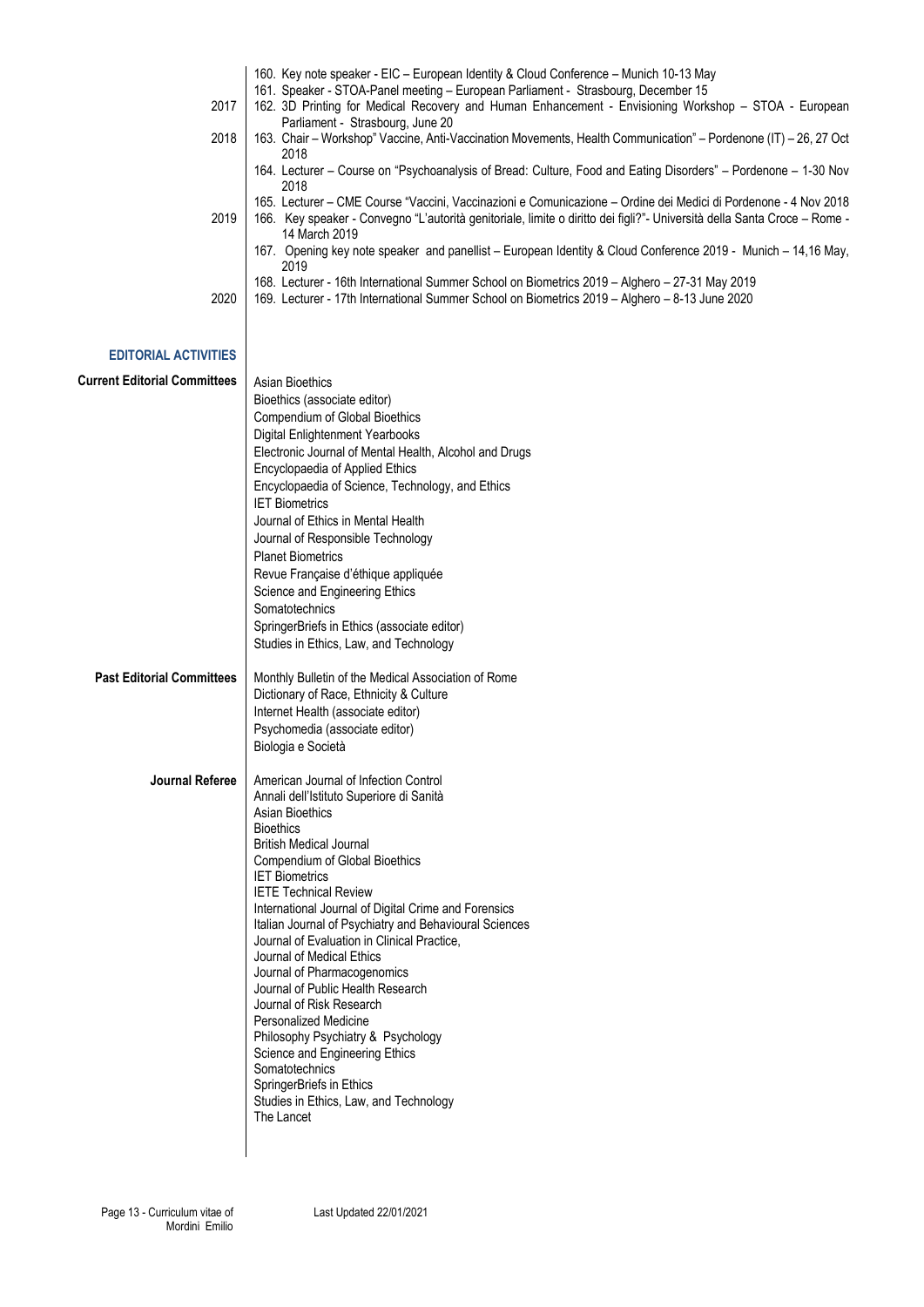160. Key note speaker - EIC – European Identity & Cloud Conference – Munich 10-13 May

161. Speaker - STOA-Panel meeting – European Parliament - Strasbourg, December 15

**2017**

162. 3D Printing for Medical Recovery and Human Enhancement - Envisioning Workshop – STOA - European Parliament - Strasbourg, June 20

**2018**

163. Chair – Workshop" Vaccine, Anti-Vaccination Movements, Health Communication" – Pordenone (IT) – 26, 27 Oct 2018

164. Lecturer – Course on "Psychoanalysis of Bread: Culture, Food and Eating Disorders" – Pordenone – 1-30 Nov 2018

165. Lecturer – CME Course "Vaccini, Vaccinazioni e Comunicazione – Ordine dei Medici di Pordenone - 4 Nov 2018

**2019**

166. Key speaker - Convegno "L'autorità genitoriale, limite o diritto dei figli?"- Università della Santa Croce – Rome - 14 March 2019

167. Opening key note speaker and panellist – European Identity & Cloud Conference 2019 - Munich – 14,16 May, 2019

168. Lecturer - 16th International Summer School on Biometrics 2019 – Alghero – 27-31 May 2019

**2020**

169. Lecturer - 17th International Summer School on Biometrics 2019 – Alghero – 8-13 June 2020

## EDITORIAL ACTIVITIES

### Current Editorial Committees

Asian Bioethics
Bioethics (associate editor)
Compendium of Global Bioethics
Digital Enlightenment Yearbooks
Electronic Journal of Mental Health, Alcohol and Drugs
Encyclopaedia of Applied Ethics
Encyclopaedia of Science, Technology, and Ethics
IET Biometrics
Journal of Ethics in Mental Health
Journal of Responsible Technology
Planet Biometrics
Revue Française d'éthique appliquée
Science and Engineering Ethics
Somatotechnics
SpringerBriefs in Ethics (associate editor)
Studies in Ethics, Law, and Technology

### Past Editorial Committees

Monthly Bulletin of the Medical Association of Rome
Dictionary of Race, Ethnicity & Culture
Internet Health (associate editor)
Psychomedia (associate editor)
Biologia e Società

### Journal Referee

American Journal of Infection Control
Annali dell'Istituto Superiore di Sanità
Asian Bioethics
Bioethics
British Medical Journal
Compendium of Global Bioethics
IET Biometrics
IETE Technical Review
International Journal of Digital Crime and Forensics
Italian Journal of Psychiatry and Behavioural Sciences
Journal of Evaluation in Clinical Practice,
Journal of Medical Ethics
Journal of Pharmacogenomics
Journal of Public Health Research
Journal of Risk Research
Personalized Medicine
Philosophy Psychiatry & Psychology
Science and Engineering Ethics
Somatotechnics
SpringerBriefs in Ethics
Studies in Ethics, Law, and Technology
The Lancet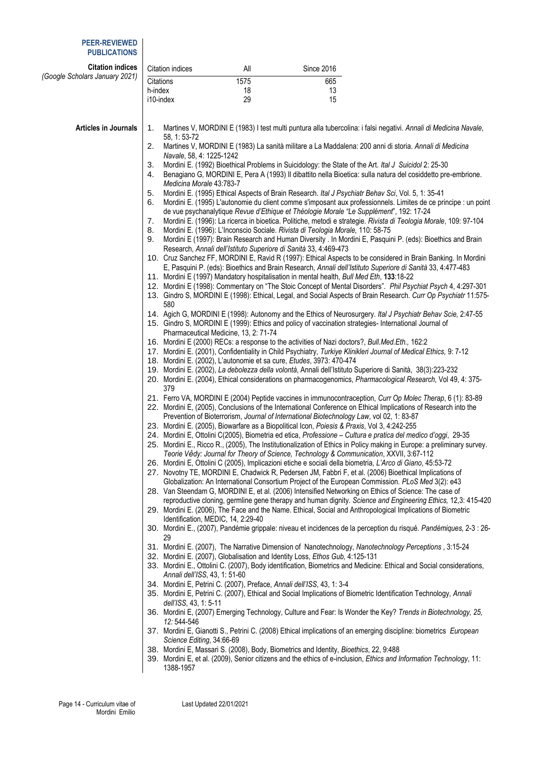## PEER-REVIEWED PUBLICATIONS

**Citation indices** *(Google Scholars January 2021)*

| Citation indices | All | Since 2016 |
|---|---|---|
| Citations | 1575 | 665 |
| h-index | 18 | 13 |
| i10-index | 29 | 15 |

**Articles in Journals**

1. Martines V, MORDINI E (1983) I test multi puntura alla tubercolina: i falsi negativi. *Annali di Medicina Navale*, 58, 1: 53-72
2. Martines V, MORDINI E (1983) La sanità militare a La Maddalena: 200 anni di storia. *Annali di Medicina Navale*, 58, 4: 1225-1242
3. Mordini E. (1992) Bioethical Problems in Suicidology: the State of the Art. *Ital J Suicidol* 2: 25-30
4. Benagiano G, MORDINI E, Pera A (1993) Il dibattito nella Bioetica: sulla natura del cosiddetto pre-embrione. *Medicina Morale* 43:783-7
5. Mordini E. (1995) Ethical Aspects of Brain Research. *Ital J Psychiatr Behav Sci*, Vol. 5, 1: 35-41
6. Mordini E. (1995) L'autonomie du client comme s'imposant aux professionnels. Limites de ce principe : un point de vue psychanalytique *Revue d'Ethique et Théologie Morale "Le Supplément"*, 192: 17-24
7. Mordini E. (1996): La ricerca in bioetica. Politiche, metodi e strategie. *Rivista di Teologia Morale*, 109: 97-104
8. Mordini E. (1996): L'Inconscio Sociale. *Rivista di Teologia Morale,* 110: 58-75
9. Mordini E (1997): Brain Research and Human Diversity . In Mordini E, Pasquini P. (eds): Bioethics and Brain Research, *Annali dell'Istituto Superiore di Sanità* 33, 4:469-473
10. Cruz Sanchez FF, MORDINI E, Ravid R (1997): Ethical Aspects to be considered in Brain Banking. In Mordini E, Pasquini P. (eds): Bioethics and Brain Research, *Annali dell'Istituto Superiore di Sanità* 33, 4:477-483
11. Mordini E (1997) Mandatory hospitalisation in mental health, *Bull Med Eth*, **133**:18-22
12. Mordini E (1998): Commentary on "The Stoic Concept of Mental Disorders". *Phil Psychiat Psych* 4, 4:297-301
13. Gindro S, MORDINI E (1998): Ethical, Legal, and Social Aspects of Brain Research. *Curr Op Psychiatr* 11:575-580
14. Agich G, MORDINI E (1998): Autonomy and the Ethics of Neurosurgery. *Ital J Psychiatr Behav Scie,* 2:47-55
15. Gindro S, MORDINI E (1999): Ethics and policy of vaccination strategies- International Journal of Pharmaceutical Medicine, 13, 2: 71-74
16. Mordini E (2000) RECs: a response to the activities of Nazi doctors?, *Bull.Med.Eth.,* 162:2
17. Mordini E. (2001), Confidentiality in Child Psychiatry, *Turkiye Klinikleri Journal of Medical Ethics,* 9: 7-12
18. Mordini E (2002), L'autonomie et sa cure, *Etudes*, 3973: 470-474
19. Mordini E. (2002), *La debolezza della volontà*, Annali dell'Istituto Superiore di Sanità, 38(3):223-232
20. Mordini E. (2004), Ethical considerations on pharmacogenomics, *Pharmacological Research,* Vol 49, 4: 375-379
21. Ferro VA, MORDINI E (2004) Peptide vaccines in immunocontraception, *Curr Op Molec Therap*, 6 (1): 83-89
22. Mordini E, (2005), Conclusions of the International Conference on Ethical Implications of Research into the Prevention of Bioterrorism, *Journal of International Biotechnology Law*, vol 02, 1: 83-87
23. Mordini E. (2005), Biowarfare as a Biopolitical Icon, *Poiesis & Praxis*, Vol 3, 4:242-255
24. Mordini E, Ottolini C(2005), Biometria ed etica, *Professione – Cultura e pratica del medico d'oggi*, 29-35
25. Mordini E., Ricco R., (2005), The Institutionalization of Ethics in Policy making in Europe: a preliminary survey. *Teorie Vědy: Journal for Theory of Science, Technology & Communication*, XXVII, 3:67-112
26. Mordini E, Ottolini C (2005), Implicazioni etiche e sociali della biometria, *L'Arco di Giano*, 45:53-72
27. Novotny TE, MORDINI E, Chadwick R, Pedersen JM, Fabbri F, et al. (2006) Bioethical Implications of Globalization: An International Consortium Project of the European Commission. *PLoS Med* 3(2): e43
28. Van Steendam G, MORDINI E, et al. (2006) Intensified Networking on Ethics of Science: The case of reproductive cloning, germline gene therapy and human dignity. *Science and Engineering Ethics,* 12,3: 415-420
29. Mordini E. (2006), The Face and the Name. Ethical, Social and Anthropological Implications of Biometric Identification, MEDIC, 14, 2:29-40
30. Mordini E., (2007), Pandémie grippale: niveau et incidences de la perception du risqué. *Pandémiques,* 2-3 : 26-29
31. Mordini E. (2007), The Narrative Dimension of Nanotechnology, *Nanotechnology Perceptions* , 3:15-24
32. Mordini E. (2007), Globalisation and Identity Loss, *Ethos Gub,* 4:125-131
33. Mordini E., Ottolini C. (2007), Body identification, Biometrics and Medicine: Ethical and Social considerations, *Annali dell'ISS*, 43, 1: 51-60
34. Mordini E, Petrini C. (2007), Preface, *Annali dell'ISS*, 43, 1: 3-4
35. Mordini E, Petrini C. (2007), Ethical and Social Implications of Biometric Identification Technology, *Annali dell'ISS*, 43, 1: 5-11
36. Mordini E, (2007) Emerging Technology, Culture and Fear: Is Wonder the Key? *Trends in Biotechnology, 25, 12:* 544-546
37. Mordini E, Gianotti S., Petrini C. (2008) Ethical implications of an emerging discipline: biometrics *European Science Editing*, 34:66-69
38. Mordini E, Massari S. (2008), Body, Biometrics and Identity, *Bioethics*, 22, 9:488
39. Mordini E, et al. (2009), Senior citizens and the ethics of e-inclusion, *Ethics and Information Technology*, 11: 1388-1957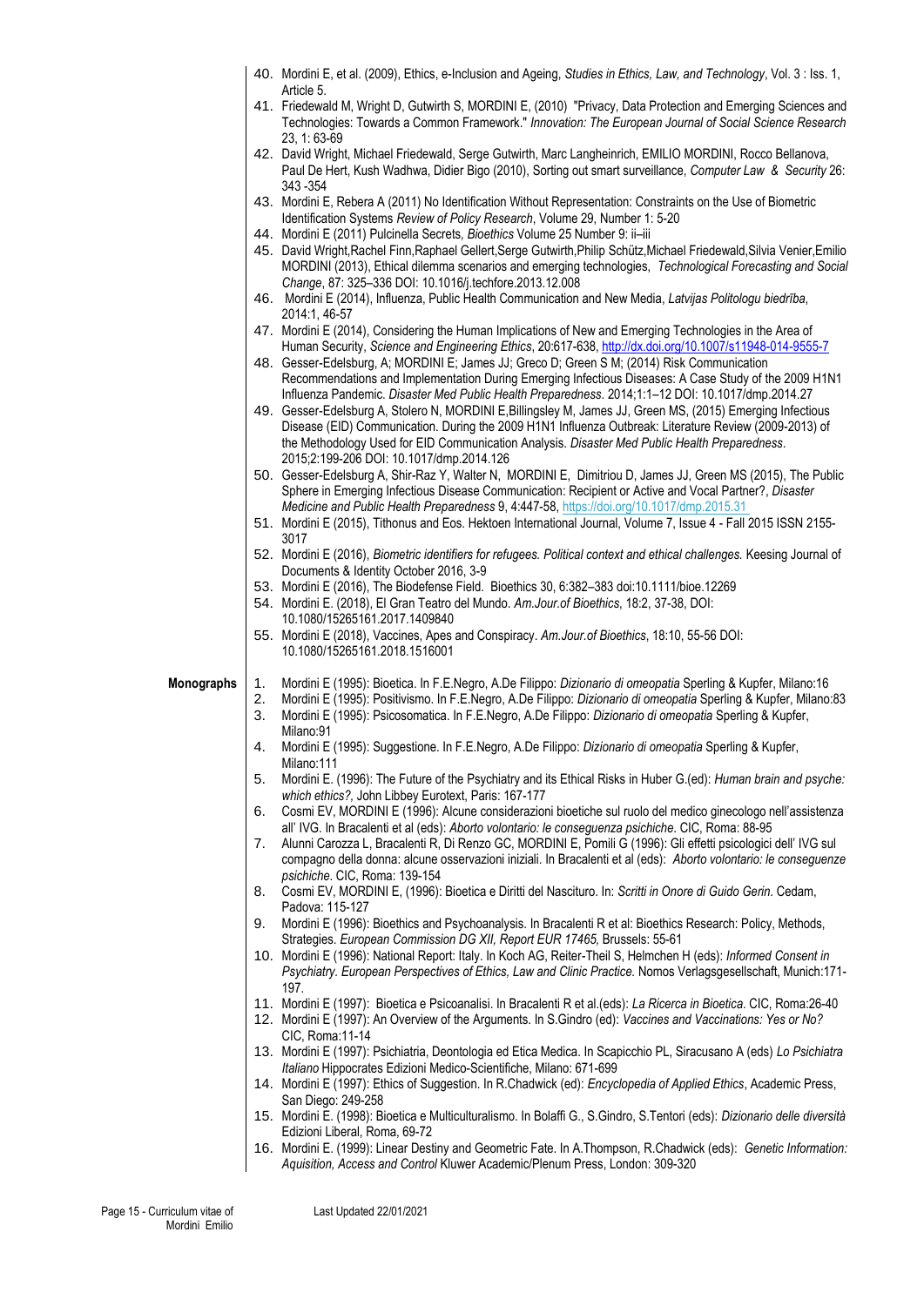40. Mordini E, et al. (2009), Ethics, e-Inclusion and Ageing, *Studies in Ethics, Law, and Technology*, Vol. 3 : Iss. 1, Article 5.
41. Friedewald M, Wright D, Gutwirth S, MORDINI E, (2010) "Privacy, Data Protection and Emerging Sciences and Technologies: Towards a Common Framework." *Innovation: The European Journal of Social Science Research* 23, 1: 63-69
42. David Wright, Michael Friedewald, Serge Gutwirth, Marc Langheinrich, EMILIO MORDINI, Rocco Bellanova, Paul De Hert, Kush Wadhwa, Didier Bigo (2010), Sorting out smart surveillance, *Computer Law & Security* 26: 343 -354
43. Mordini E, Rebera A (2011) No Identification Without Representation: Constraints on the Use of Biometric Identification Systems *Review of Policy Research*, Volume 29, Number 1: 5-20
44. Mordini E (2011) Pulcinella Secrets, *Bioethics* Volume 25 Number 9: ii–iii
45. David Wright,Rachel Finn,Raphael Gellert,Serge Gutwirth,Philip Schütz,Michael Friedewald,Silvia Venier,Emilio MORDINI (2013), Ethical dilemma scenarios and emerging technologies, *Technological Forecasting and Social Change*, 87: 325–336 DOI: 10.1016/j.techfore.2013.12.008
46. Mordini E (2014), Influenza, Public Health Communication and New Media, *Latvijas Politologu biedrība*, 2014:1, 46-57
47. Mordini E (2014), Considering the Human Implications of New and Emerging Technologies in the Area of Human Security, *Science and Engineering Ethics*, 20:617-638, http://dx.doi.org/10.1007/s11948-014-9555-7
48. Gesser-Edelsburg, A; MORDINI E; James JJ; Greco D; Green S M; (2014) Risk Communication Recommendations and Implementation During Emerging Infectious Diseases: A Case Study of the 2009 H1N1 Influenza Pandemic. *Disaster Med Public Health Preparedness*. 2014;1:1–12 DOI: 10.1017/dmp.2014.27
49. Gesser-Edelsburg A, Stolero N, MORDINI E,Billingsley M, James JJ, Green MS, (2015) Emerging Infectious Disease (EID) Communication. During the 2009 H1N1 Influenza Outbreak: Literature Review (2009-2013) of the Methodology Used for EID Communication Analysis. *Disaster Med Public Health Preparedness*. 2015;2:199-206 DOI: 10.1017/dmp.2014.126
50. Gesser-Edelsburg A, Shir-Raz Y, Walter N, MORDINI E, Dimitriou D, James JJ, Green MS (2015), The Public Sphere in Emerging Infectious Disease Communication: Recipient or Active and Vocal Partner?, *Disaster Medicine and Public Health Preparedness* 9, 4:447-58, https://doi.org/10.1017/dmp.2015.31
51. Mordini E (2015), Tithonus and Eos. Hektoen International Journal, Volume 7, Issue 4 - Fall 2015 ISSN 2155-3017
52. Mordini E (2016), *Biometric identifiers for refugees. Political context and ethical challenges.* Keesing Journal of Documents & Identity October 2016, 3-9
53. Mordini E (2016), The Biodefense Field. Bioethics 30, 6:382–383 doi:10.1111/bioe.12269
54. Mordini E. (2018), El Gran Teatro del Mundo. *Am.Jour.of Bioethics*, 18:2, 37-38, DOI: 10.1080/15265161.2017.1409840
55. Mordini E (2018), Vaccines, Apes and Conspiracy. *Am.Jour.of Bioethics*, 18:10, 55-56 DOI: 10.1080/15265161.2018.1516001

**Monographs**

1. Mordini E (1995): Bioetica. In F.E.Negro, A.De Filippo: *Dizionario di omeopatia* Sperling & Kupfer, Milano:16
2. Mordini E (1995): Positivismo. In F.E.Negro, A.De Filippo: *Dizionario di omeopatia* Sperling & Kupfer, Milano:83
3. Mordini E (1995): Psicosomatica. In F.E.Negro, A.De Filippo: *Dizionario di omeopatia* Sperling & Kupfer, Milano:91
4. Mordini E (1995): Suggestione. In F.E.Negro, A.De Filippo: *Dizionario di omeopatia* Sperling & Kupfer, Milano:111
5. Mordini E. (1996): The Future of the Psychiatry and its Ethical Risks in Huber G.(ed): *Human brain and psyche: which ethics?*, John Libbey Eurotext, Paris: 167-177
6. Cosmi EV, MORDINI E (1996): Alcune considerazioni bioetiche sul ruolo del medico ginecologo nell'assistenza all' IVG. In Bracalenti et al (eds): *Aborto volontario: le conseguenza psichiche*. CIC, Roma: 88-95
7. Alunni Carozza L, Bracalenti R, Di Renzo GC, MORDINI E, Pomili G (1996): Gli effetti psicologici dell' IVG sul compagno della donna: alcune osservazioni iniziali. In Bracalenti et al (eds): *Aborto volontario: le conseguenze psichiche*. CIC, Roma: 139-154
8. Cosmi EV, MORDINI E, (1996): Bioetica e Diritti del Nascituro. In: *Scritti in Onore di Guido Gerin*. Cedam, Padova: 115-127
9. Mordini E (1996): Bioethics and Psychoanalysis. In Bracalenti R et al: Bioethics Research: Policy, Methods, Strategies. *European Commission DG XII, Report EUR 17465,* Brussels: 55-61
10. Mordini E (1996): National Report: Italy. In Koch AG, Reiter-Theil S, Helmchen H (eds): *Informed Consent in Psychiatry. European Perspectives of Ethics, Law and Clinic Practice.* Nomos Verlagsgesellschaft, Munich:171-197.
11. Mordini E (1997): Bioetica e Psicoanalisi. In Bracalenti R et al.(eds): *La Ricerca in Bioetica*. CIC, Roma:26-40
12. Mordini E (1997): An Overview of the Arguments. In S.Gindro (ed): *Vaccines and Vaccinations: Yes or No?* CIC, Roma:11-14
13. Mordini E (1997): Psichiatria, Deontologia ed Etica Medica. In Scapicchio PL, Siracusano A (eds) *Lo Psichiatra Italiano* Hippocrates Edizioni Medico-Scientifiche, Milano: 671-699
14. Mordini E (1997): Ethics of Suggestion. In R.Chadwick (ed): *Encyclopedia of Applied Ethics*, Academic Press, San Diego: 249-258
15. Mordini E. (1998): Bioetica e Multiculturalismo. In Bolaffi G., S.Gindro, S.Tentori (eds): *Dizionario delle diversità* Edizioni Liberal, Roma, 69-72
16. Mordini E. (1999): Linear Destiny and Geometric Fate. In A.Thompson, R.Chadwick (eds): *Genetic Information: Aquisition, Access and Control* Kluwer Academic/Plenum Press, London: 309-320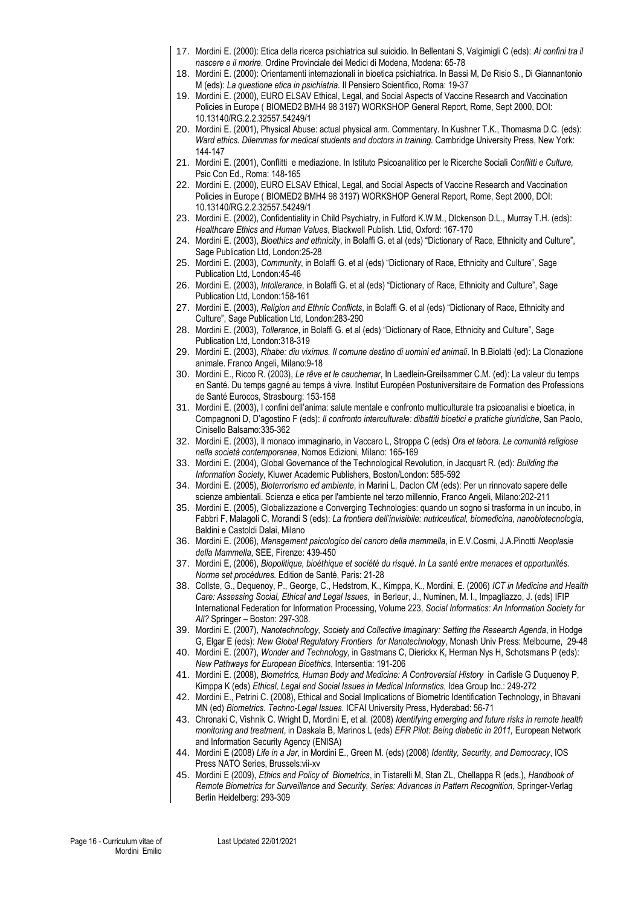17. Mordini E. (2000): Etica della ricerca psichiatrica sul suicidio. In Bellentani S, Valgimigli C (eds): *Ai confini tra il nascere e il morire.* Ordine Provinciale dei Medici di Modena, Modena: 65-78
18. Mordini E. (2000): Orientamenti internazionali in bioetica psichiatrica. In Bassi M, De Risio S., Di Giannantonio M (eds): *La questione etica in psichiatria*. Il Pensiero Scientifico, Roma: 19-37
19. Mordini E. (2000), EURO ELSAV Ethical, Legal, and Social Aspects of Vaccine Research and Vaccination Policies in Europe ( BIOMED2 BMH4 98 3197) WORKSHOP General Report, Rome, Sept 2000, DOI: 10.13140/RG.2.2.32557.54249/1
20. Mordini E. (2001), Physical Abuse: actual physical arm. Commentary. In Kushner T.K., Thomasma D.C. (eds): *Ward ethics. Dilemmas for medical students and doctors in training.* Cambridge University Press, New York: 144-147
21. Mordini E. (2001), Conflitti e mediazione. In Istituto Psicoanalitico per le Ricerche Sociali *Conflitti e Culture,* Psic Con Ed., Roma: 148-165
22. Mordini E. (2000), EURO ELSAV Ethical, Legal, and Social Aspects of Vaccine Research and Vaccination Policies in Europe ( BIOMED2 BMH4 98 3197) WORKSHOP General Report, Rome, Sept 2000, DOI: 10.13140/RG.2.2.32557.54249/1
23. Mordini E. (2002), Confidentiality in Child Psychiatry, in Fulford K.W.M., DIckenson D.L., Murray T.H. (eds): *Healthcare Ethics and Human Values*, Blackwell Publish. Ltid, Oxford: 167-170
24. Mordini E. (2003), *Bioethics and ethnicity*, in Bolaffi G. et al (eds) "Dictionary of Race, Ethnicity and Culture", Sage Publication Ltd, London:25-28
25. Mordini E. (2003), *Community*, in Bolaffi G. et al (eds) "Dictionary of Race, Ethnicity and Culture", Sage Publication Ltd, London:45-46
26. Mordini E. (2003), *Intollerance*, in Bolaffi G. et al (eds) "Dictionary of Race, Ethnicity and Culture", Sage Publication Ltd, London:158-161
27. Mordini E. (2003), *Religion and Ethnic Conflicts*, in Bolaffi G. et al (eds) "Dictionary of Race, Ethnicity and Culture", Sage Publication Ltd, London:283-290
28. Mordini E. (2003), *Tollerance*, in Bolaffi G. et al (eds) "Dictionary of Race, Ethnicity and Culture", Sage Publication Ltd, London:318-319
29. Mordini E. (2003), *Rhabe: diu viximus. Il comune destino di uomini ed animali*. In B.Biolatti (ed): La Clonazione animale. Franco Angeli, Milano:9-18
30. Mordini E., Ricco R. (2003), *Le rêve et le cauchemar*, In Laedlein-Greilsammer C.M. (ed): La valeur du temps en Santé. Du temps gagné au temps à vivre. Institut Européen Postuniversitaire de Formation des Professions de Santé Eurocos, Strasbourg: 153-158
31. Mordini E. (2003), I confini dell'anima: salute mentale e confronto multiculturale tra psicoanalisi e bioetica, in Compagnoni D, D'agostino F (eds): *Il confronto interculturale: dibattiti bioetici e pratiche giuridiche*, San Paolo, Cinisello Balsamo:335-362
32. Mordini E. (2003), Il monaco immaginario, in Vaccaro L, Stroppa C (eds) *Ora et labora. Le comunità religiose nella società contemporanea*, Nomos Edizioni, Milano: 165-169
33. Mordini E. (2004), Global Governance of the Technological Revolution, in Jacquart R. (ed): *Building the Information Society*, Kluwer Academic Publishers, Boston/London: 585-592
34. Mordini E. (2005), *Bioterrorismo ed ambiente*, in Marini L, Daclon CM (eds): Per un rinnovato sapere delle scienze ambientali. Scienza e etica per l'ambiente nel terzo millennio, Franco Angeli, Milano:202-211
35. Mordini E. (2005), Globalizzazione e Converging Technologies: quando un sogno si trasforma in un incubo, in Fabbri F, Malagoli C, Morandi S (eds): *La frontiera dell'invisibile: nutriceutical, biomedicina, nanobiotecnologia*, Baldini e Castoldi Dalai, Milano
36. Mordini E. (2006), *Management psicologico del cancro della mammella*, in E.V.Cosmi, J.A.Pinotti *Neoplasie della Mammella*, SEE, Firenze: 439-450
37. Mordini E, (2006), *Biopolitique, bioéthique et société du risqué. In La santé entre menaces et opportunités. Norme set procédures.* Edition de Santé, Paris: 21-28
38. Collste, G., Dequenoy, P., George, C., Hedstrom, K., Kimppa, K., Mordini, E. (2006) *ICT in Medicine and Health Care: Assessing Social, Ethical and Legal Issues,* in Berleur, J., Numinen, M. I., Impagliazzo, J. (eds) IFIP International Federation for Information Processing, Volume 223, *Social Informatics: An Information Society for All?* Springer – Boston: 297-308.
39. Mordini E. (2007), *Nanotechnology, Society and Collective Imaginary: Setting the Research Agenda*, in Hodge G, Elgar E (eds): *New Global Regulatory Frontiers for Nanotechnology*, Monash Univ Press: Melbourne, 29-48
40. Mordini E. (2007), *Wonder and Technology,* in Gastmans C, Dierickx K, Herman Nys H, Schotsmans P (eds): *New Pathways for European Bioethics*, Intersentia: 191-206
41. Mordini E. (2008), *Biometrics, Human Body and Medicine: A Controversial History* in Carlisle G Duquenoy P, Kimppa K (eds) *Ethical, Legal and Social Issues in Medical Informatics*, Idea Group Inc.: 249-272
42. Mordini E., Petrini C. (2008), Ethical and Social Implications of Biometric Identification Technology, in Bhavani MN (ed) *Biometrics. Techno-Legal Issues.* ICFAI University Press, Hyderabad: 56-71
43. Chronaki C, Vishnik C. Wright D, Mordini E, et al. (2008) *Identifying emerging and future risks in remote health monitoring and treatment*, in Daskala B, Marinos L (eds) *EFR Pilot: Being diabetic in 2011,* European Network and Information Security Agency (ENISA)
44. Mordini E (2008) *Life in a Jar*, in Mordini E., Green M. (eds) (2008) *Identity, Security, and Democracy*, IOS Press NATO Series, Brussels:vii-xv
45. Mordini E (2009), *Ethics and Policy of Biometrics*, in Tistarelli M, Stan ZL, Chellappa R (eds.), *Handbook of Remote Biometrics for Surveillance and Security, Series: Advances in Pattern Recognition*, Springer-Verlag Berlin Heidelberg: 293-309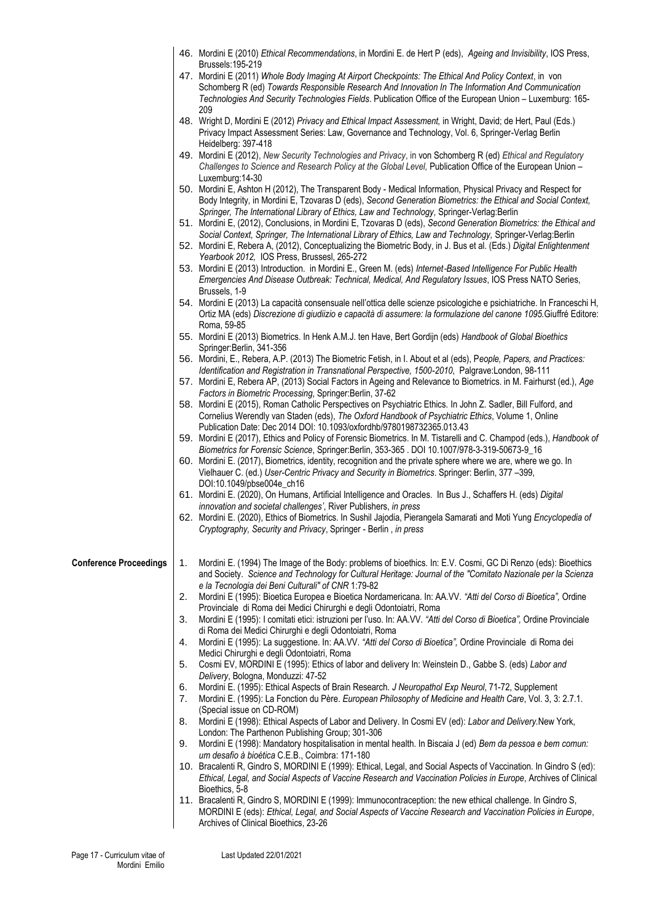46. Mordini E (2010) *Ethical Recommendations*, in Mordini E. de Hert P (eds), *Ageing and Invisibility*, IOS Press, Brussels:195-219
47. Mordini E (2011) *Whole Body Imaging At Airport Checkpoints: The Ethical And Policy Context*, in von Schomberg R (ed) *Towards Responsible Research And Innovation In The Information And Communication Technologies And Security Technologies Fields*. Publication Office of the European Union – Luxemburg: 165-209
48. Wright D, Mordini E (2012) *Privacy and Ethical Impact Assessment,* in Wright, David; de Hert, Paul (Eds.) Privacy Impact Assessment Series: Law, Governance and Technology, Vol. 6, Springer-Verlag Berlin Heidelberg: 397-418
49. Mordini E (2012), *New Security Technologies and Privacy*, in von Schomberg R (ed) *Ethical and Regulatory Challenges to Science and Research Policy at the Global Level,* Publication Office of the European Union – Luxemburg:14-30
50. Mordini E, Ashton H (2012), The Transparent Body - Medical Information, Physical Privacy and Respect for Body Integrity, in Mordini E, Tzovaras D (eds), *Second Generation Biometrics: the Ethical and Social Context, Springer, The International Library of Ethics, Law and Technology,* Springer-Verlag:Berlin
51. Mordini E, (2012), Conclusions, in Mordini E, Tzovaras D (eds), *Second Generation Biometrics: the Ethical and Social Context, Springer, The International Library of Ethics, Law and Technology,* Springer-Verlag:Berlin
52. Mordini E, Rebera A, (2012), Conceptualizing the Biometric Body, in J. Bus et al. (Eds.) *Digital Enlightenment Yearbook 2012,* IOS Press, Brussesl, 265-272
53. Mordini E (2013) Introduction. in Mordini E., Green M. (eds) *Internet-Based Intelligence For Public Health Emergencies And Disease Outbreak: Technical, Medical, And Regulatory Issues*, IOS Press NATO Series, Brussels, 1-9
54. Mordini E (2013) La capacità consensuale nell'ottica delle scienze psicologiche e psichiatriche. In Franceschi H, Ortiz MA (eds) *Discrezione di giudiizio e capacità di assumere: la formulazione del canone 1095.*Giuffré Editore: Roma, 59-85
55. Mordini E (2013) Biometrics. In Henk A.M.J. ten Have, Bert Gordijn (eds) *Handbook of Global Bioethics* Springer:Berlin, 341-356
56. Mordini, E., Rebera, A.P. (2013) The Biometric Fetish, in I. About et al (eds), P*eople, Papers, and Practices: Identification and Registration in Transnational Perspective, 1500-2010*, Palgrave:London, 98-111
57. Mordini E, Rebera AP, (2013) Social Factors in Ageing and Relevance to Biometrics. in M. Fairhurst (ed.), *Age Factors in Biometric Processing*, Springer:Berlin, 37-62
58. Mordini E (2015), Roman Catholic Perspectives on Psychiatric Ethics. In John Z. Sadler, Bill Fulford, and Cornelius Werendly van Staden (eds), *The Oxford Handbook of Psychiatric Ethics*, Volume 1, Online Publication Date: Dec 2014 DOI: 10.1093/oxfordhb/9780198732365.013.43
59. Mordini E (2017), Ethics and Policy of Forensic Biometrics. In M. Tistarelli and C. Champod (eds.), *Handbook of Biometrics for Forensic Science*, Springer:Berlin, 353-365 . DOI 10.1007/978-3-319-50673-9_16
60. Mordini E. (2017), Biometrics, identity, recognition and the private sphere where we are, where we go. In Vielhauer C. (ed.) *User-Centric Privacy and Security in Biometrics*. Springer: Berlin, 377 –399, DOI:10.1049/pbse004e_ch16
61. Mordini E. (2020), On Humans, Artificial Intelligence and Oracles. In Bus J., Schaffers H. (eds) *Digital innovation and societal challenges'*, River Publishers, *in press*
62. Mordini E. (2020), Ethics of Biometrics. In Sushil Jajodia, Pierangela Samarati and Moti Yung *Encyclopedia of Cryptography, Security and Privacy*, Springer - Berlin , *in press*

**Conference Proceedings**

1. Mordini E. (1994) The Image of the Body: problems of bioethics. In: E.V. Cosmi, GC Di Renzo (eds): Bioethics and Society. *Science and Technology for Cultural Heritage: Journal of the "Comitato Nazionale per la Scienza e la Tecnologia dei Beni Culturali" of CNR* 1:79-82
2. Mordini E (1995): Bioetica Europea e Bioetica Nordamericana. In: AA.VV. *"Atti del Corso di Bioetica",* Ordine Provinciale di Roma dei Medici Chirurghi e degli Odontoiatri, Roma
3. Mordini E (1995): I comitati etici: istruzioni per l'uso. In: AA.VV. *"Atti del Corso di Bioetica",* Ordine Provinciale di Roma dei Medici Chirurghi e degli Odontoiatri, Roma
4. Mordini E (1995): La suggestione. In: AA.VV. *"Atti del Corso di Bioetica",* Ordine Provinciale di Roma dei Medici Chirurghi e degli Odontoiatri, Roma
5. Cosmi EV, MORDINI E (1995): Ethics of labor and delivery In: Weinstein D., Gabbe S. (eds) *Labor and Delivery*, Bologna, Monduzzi: 47-52
6. Mordini E. (1995): Ethical Aspects of Brain Research. *J Neuropathol Exp Neurol*, 71-72, Supplement
7. Mordini E. (1995): La Fonction du Père. *European Philosophy of Medicine and Health Care*, Vol. 3, 3: 2.7.1. (Special issue on CD-ROM)
8. Mordini E (1998): Ethical Aspects of Labor and Delivery. In Cosmi EV (ed): *Labor and Delivery.*New York, London: The Parthenon Publishing Group; 301-306
9. Mordini E (1998): Mandatory hospitalisation in mental health. In Biscaia J (ed) *Bem da pessoa e bem comun: um desafio à bioética* C.E.B., Coimbra: 171-180
10. Bracalenti R, Gindro S, MORDINI E (1999): Ethical, Legal, and Social Aspects of Vaccination. In Gindro S (ed): *Ethical, Legal, and Social Aspects of Vaccine Research and Vaccination Policies in Europe*, Archives of Clinical Bioethics, 5-8
11. Bracalenti R, Gindro S, MORDINI E (1999): Immunocontraception: the new ethical challenge. In Gindro S, MORDINI E (eds): *Ethical, Legal, and Social Aspects of Vaccine Research and Vaccination Policies in Europe*, Archives of Clinical Bioethics, 23-26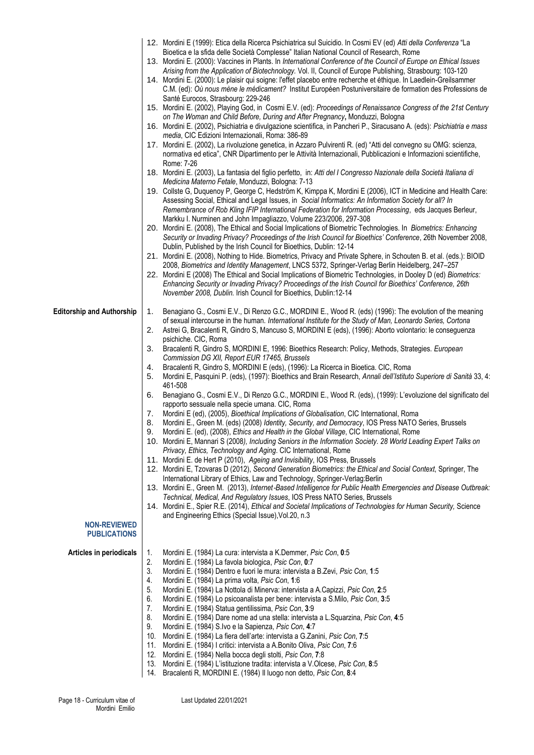12. Mordini E (1999): Etica della Ricerca Psichiatrica sul Suicidio. In Cosmi EV (ed) *Atti della Conferenza* "La Bioetica e la sfida delle Società Complesse" Italian National Council of Research, Rome
13. Mordini E. (2000): Vaccines in Plants. In *International Conference of the Council of Europe on Ethical Issues Arising from the Application of Biotechnology.* Vol. II, Council of Europe Publishing, Strasbourg: 103-120
14. Mordini E. (2000): Le plaisir qui soigne: l'effet placebo entre recherche et éthique. In Laedlein-Greilsammer C.M. (ed): *Où nous mène le médicament?* Institut Européen Postuniversitaire de formation des Professions de Santé Eurocos, Strasbourg: 229-246
15. Mordini E. (2002), Playing God, in Cosmi E.V. (ed): *Proceedings of Renaissance Congress of the 21st Century on The Woman and Child Before, During and After Pregnancy***,** Monduzzi, Bologna
16. Mordini E. (2002), Psichiatria e divulgazione scientifica, in Pancheri P., Siracusano A. (eds): *Psichiatria e mass media*, CIC Edizioni Internazionali, Roma: 386-89
17. Mordini E. (2002), La rivoluzione genetica, in Azzaro Pulvirenti R. (ed) "Atti del convegno su OMG: scienza, normativa ed etica", CNR Dipartimento per le Attività Internazionali, Pubblicazioni e Informazioni scientifiche, Rome: 7-26
18. Mordini E. (2003), La fantasia del figlio perfetto, in: *Atti del I Congresso Nazionale della Società Italiana di Medicina Materno Fetale*, Monduzzi, Bologna: 7-13
19. Collste G, Duquenoy P, George C, Hedström K, Kimppa K, Mordini E (2006), ICT in Medicine and Health Care: Assessing Social, Ethical and Legal Issues, in *Social Informatics: An Information Society for all? In Remembrance of Rob Kling IFIP International Federation for Information Processing*, eds Jacques Berleur, Markku I. Nurminen and John Impagliazzo, Volume 223/2006, 297-308
20. Mordini E. (2008), The Ethical and Social Implications of Biometric Technologies. In *Biometrics: Enhancing Security or Invading Privacy? Proceedings of the Irish Council for Bioethics' Conference*, 26th November 2008, Dublin, Published by the Irish Council for Bioethics, Dublin: 12-14
21. Mordini E. (2008), Nothing to Hide. Biometrics, Privacy and Private Sphere, in Schouten B. et al. (eds.): BIOID 2008, *Biometrics and Identity Management*, LNCS 5372, Springer-Verlag Berlin Heidelberg, 247–257
22. Mordini E (2008) The Ethical and Social Implications of Biometric Technologies, in Dooley D (ed) *Biometrics: Enhancing Security or Invading Privacy? Proceedings of the Irish Council for Bioethics' Conference, 26th November 2008, Dublin.* Irish Council for Bioethics, Dublin:12-14

**Editorship and Authorship**

1. Benagiano G., Cosmi E.V., Di Renzo G.C., MORDINI E., Wood R. (eds) (1996): The evolution of the meaning of sexual intercourse in the human. *International Institute for the Study of Man, Leonardo Series, Cortona*
2. Astrei G, Bracalenti R, Gindro S, Mancuso S, MORDINI E (eds), (1996): Aborto volontario: le conseguenza psichiche. CIC, Roma
3. Bracalenti R, Gindro S, MORDINI E, 1996: Bioethics Research: Policy, Methods, Strategies. *European Commission DG XII, Report EUR 17465, Brussels*
4. Bracalenti R, Gindro S, MORDINI E (eds), (1996): La Ricerca in Bioetica. CIC, Roma
5. Mordini E, Pasquini P. (eds), (1997): Bioethics and Brain Research, *Annali dell'Istituto Superiore di Sanità* 33, 4: 461-508
6. Benagiano G., Cosmi E.V., Di Renzo G.C., MORDINI E., Wood R. (eds), (1999): L'evoluzione del significato del rapporto sessuale nella specie umana. CIC, Roma
7. Mordini E (ed), (2005), *Bioethical Implications of Globalisation*, CIC International, Roma
8. Mordini E., Green M. (eds) (2008) *Identity, Security, and Democracy*, IOS Press NATO Series, Brussels
9. Mordini E. (ed), (2008), *Ethics and Health in the Global Village*, CIC International, Rome
10. Mordini E, Mannari S (2008*), Including Seniors in the Information Society. 28 World Leading Expert Talks on Privacy, Ethics, Technology and Aging*. CIC International, Rome
11. Mordini E. de Hert P (2010), *Ageing and Invisibility*, IOS Press, Brussels
12. Mordini E, Tzovaras D (2012), *Second Generation Biometrics: the Ethical and Social Context*, Springer, The International Library of Ethics, Law and Technology, Springer-Verlag:Berlin
13. Mordini E., Green M. (2013), *Internet-Based Intelligence for Public Health Emergencies and Disease Outbreak: Technical, Medical, And Regulatory Issues*, IOS Press NATO Series, Brussels
14. Mordini E., Spier R.E. (2014), *Ethical and Societal Implications of Technologies for Human Security,* Science and Engineering Ethics (Special Issue),Vol.20, n.3

## NON-REVIEWED PUBLICATIONS

**Articles in periodicals**

1. Mordini E. (1984) La cura: intervista a K.Demmer, *Psic Con*, **0**:5
2. Mordini E. (1984) La favola biologica, *Psic Con*, **0**:7
3. Mordini E. (1984) Dentro e fuori le mura: intervista a B.Zevi, *Psic Con*, **1**:5
4. Mordini E. (1984) La prima volta, *Psic Con*, **1**:6
5. Mordini E. (1984) La Nottola di Minerva: intervista a A.Capizzi, *Psic Con*, **2**:5
6. Mordini E. (1984) Lo psicoanalista per bene: intervista a S.Milo, *Psic Con*, **3**:5
7. Mordini E. (1984) Statua gentilissima, *Psic Con*, **3**:9
8. Mordini E. (1984) Dare nome ad una stella: intervista a L.Squarzina, *Psic Con*, **4**:5
9. Mordini E. (1984) S.Ivo e la Sapienza, *Psic Con*, **4**:7
10. Mordini E. (1984) La fiera dell'arte: intervista a G.Zanini, *Psic Con*, **7**:5
11. Mordini E. (1984) I critici: intervista a A.Bonito Oliva, *Psic Con*, **7**:6
12. Mordini E. (1984) Nella bocca degli stolti, *Psic Con*, **7**:8
13. Mordini E. (1984) L'istituzione tradita: intervista a V.Olcese, *Psic Con*, **8**:5
14. Bracalenti R, MORDINI E. (1984) Il luogo non detto, *Psic Con*, **8**:4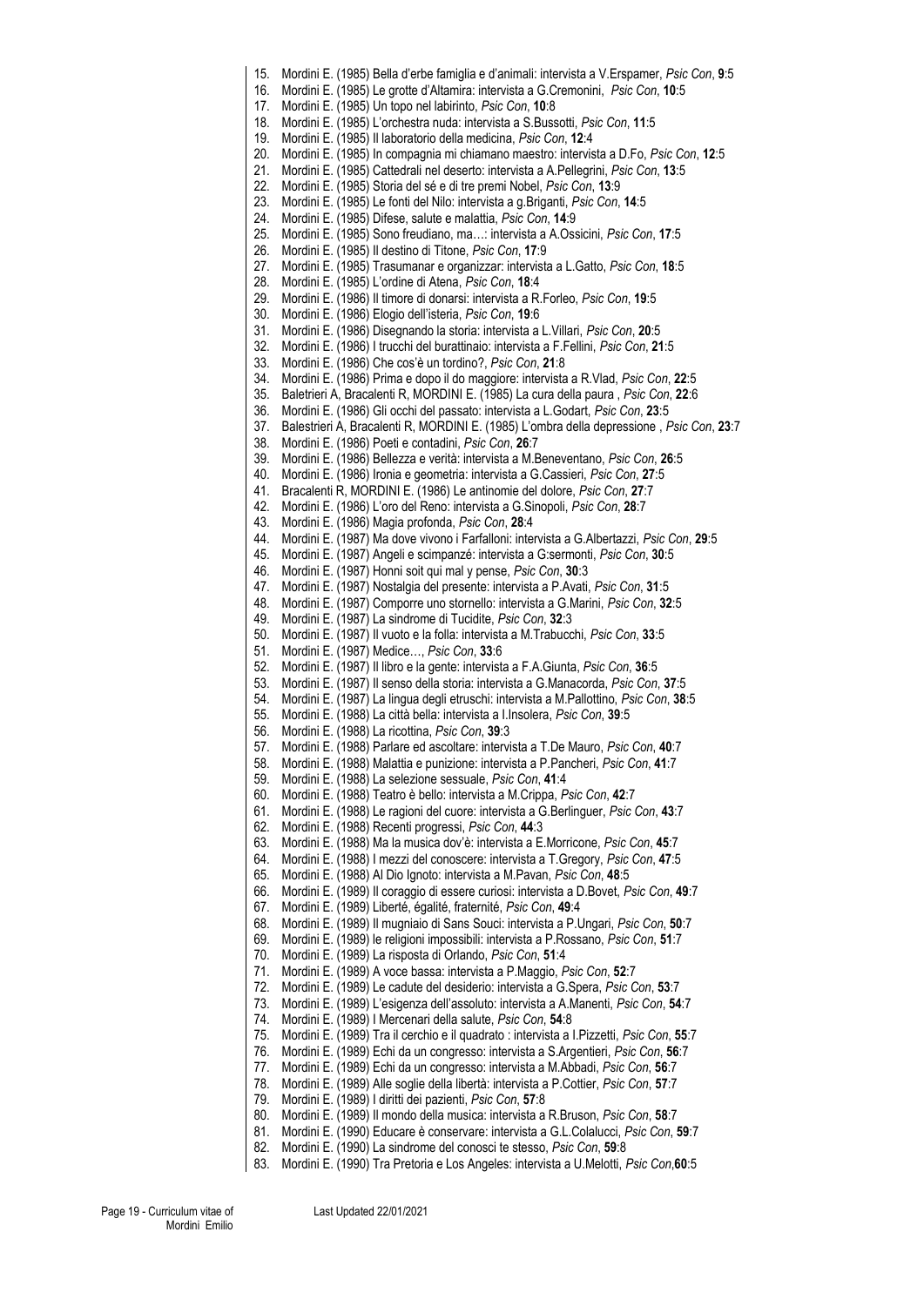15. Mordini E. (1985) Bella d'erbe famiglia e d'animali: intervista a V.Erspamer, *Psic Con*, **9**:5
16. Mordini E. (1985) Le grotte d'Altamira: intervista a G.Cremonini, *Psic Con*, **10**:5
17. Mordini E. (1985) Un topo nel labirinto, *Psic Con*, **10**:8
18. Mordini E. (1985) L'orchestra nuda: intervista a S.Bussotti, *Psic Con*, **11**:5
19. Mordini E. (1985) Il laboratorio della medicina, *Psic Con*, **12**:4
20. Mordini E. (1985) In compagnia mi chiamano maestro: intervista a D.Fo, *Psic Con*, **12**:5
21. Mordini E. (1985) Cattedrali nel deserto: intervista a A.Pellegrini, *Psic Con*, **13**:5
22. Mordini E. (1985) Storia del sé e di tre premi Nobel, *Psic Con*, **13**:9
23. Mordini E. (1985) Le fonti del Nilo: intervista a g.Briganti, *Psic Con*, **14**:5
24. Mordini E. (1985) Difese, salute e malattia, *Psic Con*, **14**:9
25. Mordini E. (1985) Sono freudiano, ma…: intervista a A.Ossicini, *Psic Con*, **17**:5
26. Mordini E. (1985) Il destino di Titone, *Psic Con*, **17**:9
27. Mordini E. (1985) Trasumanar e organizzar: intervista a L.Gatto, *Psic Con*, **18**:5
28. Mordini E. (1985) L'ordine di Atena, *Psic Con*, **18**:4
29. Mordini E. (1986) Il timore di donarsi: intervista a R.Forleo, *Psic Con*, **19**:5
30. Mordini E. (1986) Elogio dell'isteria, *Psic Con*, **19**:6
31. Mordini E. (1986) Disegnando la storia: intervista a L.Villari, *Psic Con*, **20**:5
32. Mordini E. (1986) I trucchi del burattinaio: intervista a F.Fellini, *Psic Con*, **21**:5
33. Mordini E. (1986) Che cos'è un tordino?, *Psic Con*, **21**:8
34. Mordini E. (1986) Prima e dopo il do maggiore: intervista a R.Vlad, *Psic Con*, **22**:5
35. Baletrieri A, Bracalenti R, MORDINI E. (1985) La cura della paura , *Psic Con*, **22**:6
36. Mordini E. (1986) Gli occhi del passato: intervista a L.Godart, *Psic Con*, **23**:5
37. Balestrieri A, Bracalenti R, MORDINI E. (1985) L'ombra della depressione , *Psic Con*, **23**:7
38. Mordini E. (1986) Poeti e contadini, *Psic Con*, **26**:7
39. Mordini E. (1986) Bellezza e verità: intervista a M.Beneventano, *Psic Con*, **26**:5
40. Mordini E. (1986) Ironia e geometria: intervista a G.Cassieri, *Psic Con*, **27**:5
41. Bracalenti R, MORDINI E. (1986) Le antinomie del dolore, *Psic Con*, **27**:7
42. Mordini E. (1986) L'oro del Reno: intervista a G.Sinopoli, *Psic Con*, **28**:7
43. Mordini E. (1986) Magia profonda, *Psic Con*, **28**:4
44. Mordini E. (1987) Ma dove vivono i Farfalloni: intervista a G.Albertazzi, *Psic Con*, **29**:5
45. Mordini E. (1987) Angeli e scimpanzé: intervista a G:sermonti, *Psic Con*, **30**:5
46. Mordini E. (1987) Honni soit qui mal y pense, *Psic Con*, **30**:3
47. Mordini E. (1987) Nostalgia del presente: intervista a P.Avati, *Psic Con*, **31**:5
48. Mordini E. (1987) Comporre uno stornello: intervista a G.Marini, *Psic Con*, **32**:5
49. Mordini E. (1987) La sindrome di Tucidite, *Psic Con*, **32**:3
50. Mordini E. (1987) Il vuoto e la folla: intervista a M.Trabucchi, *Psic Con*, **33**:5
51. Mordini E. (1987) Medice…, *Psic Con*, **33**:6
52. Mordini E. (1987) Il libro e la gente: intervista a F.A.Giunta, *Psic Con*, **36**:5
53. Mordini E. (1987) Il senso della storia: intervista a G.Manacorda, *Psic Con*, **37**:5
54. Mordini E. (1987) La lingua degli etruschi: intervista a M.Pallottino, *Psic Con*, **38**:5
55. Mordini E. (1988) La città bella: intervista a I.Insolera, *Psic Con*, **39**:5
56. Mordini E. (1988) La ricottina, *Psic Con*, **39**:3
57. Mordini E. (1988) Parlare ed ascoltare: intervista a T.De Mauro, *Psic Con*, **40**:7
58. Mordini E. (1988) Malattia e punizione: intervista a P.Pancheri, *Psic Con*, **41**:7
59. Mordini E. (1988) La selezione sessuale, *Psic Con*, **41**:4
60. Mordini E. (1988) Teatro è bello: intervista a M.Crippa, *Psic Con*, **42**:7
61. Mordini E. (1988) Le ragioni del cuore: intervista a G.Berlinguer, *Psic Con*, **43**:7
62. Mordini E. (1988) Recenti progressi, *Psic Con*, **44**:3
63. Mordini E. (1988) Ma la musica dov'è: intervista a E.Morricone, *Psic Con*, **45**:7
64. Mordini E. (1988) I mezzi del conoscere: intervista a T.Gregory, *Psic Con*, **47**:5
65. Mordini E. (1988) Al Dio Ignoto: intervista a M.Pavan, *Psic Con*, **48**:5
66. Mordini E. (1989) Il coraggio di essere curiosi: intervista a D.Bovet, *Psic Con*, **49**:7
67. Mordini E. (1989) Liberté, égalité, fraternité, *Psic Con*, **49**:4
68. Mordini E. (1989) Il mugniaio di Sans Souci: intervista a P.Ungari, *Psic Con*, **50**:7
69. Mordini E. (1989) le religioni impossibili: intervista a P.Rossano, *Psic Con*, **51**:7
70. Mordini E. (1989) La risposta di Orlando, *Psic Con*, **51**:4
71. Mordini E. (1989) A voce bassa: intervista a P.Maggio, *Psic Con*, **52**:7
72. Mordini E. (1989) Le cadute del desiderio: intervista a G.Spera, *Psic Con*, **53**:7
73. Mordini E. (1989) L'esigenza dell'assoluto: intervista a A.Manenti, *Psic Con*, **54**:7
74. Mordini E. (1989) I Mercenari della salute, *Psic Con*, **54**:8
75. Mordini E. (1989) Tra il cerchio e il quadrato : intervista a I.Pizzetti, *Psic Con*, **55**:7
76. Mordini E. (1989) Echi da un congresso: intervista a S.Argentieri, *Psic Con*, **56**:7
77. Mordini E. (1989) Echi da un congresso: intervista a M.Abbadi, *Psic Con*, **56**:7
78. Mordini E. (1989) Alle soglie della libertà: intervista a P.Cottier, *Psic Con*, **57**:7
79. Mordini E. (1989) I diritti dei pazienti, *Psic Con*, **57**:8
80. Mordini E. (1989) Il mondo della musica: intervista a R.Bruson, *Psic Con*, **58**:7
81. Mordini E. (1990) Educare è conservare: intervista a G.L.Colalucci, *Psic Con*, **59**:7
82. Mordini E. (1990) La sindrome del conosci te stesso, *Psic Con*, **59**:8
83. Mordini E. (1990) Tra Pretoria e Los Angeles: intervista a U.Melotti, *Psic Con*,**60**:5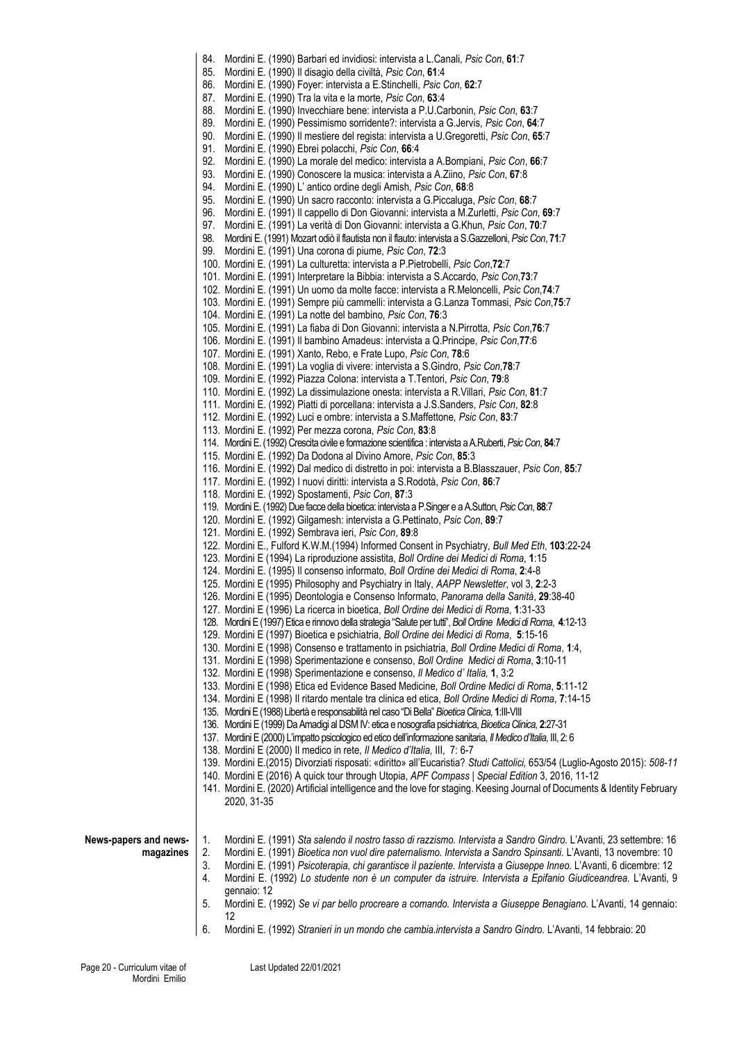84. Mordini E. (1990) Barbari ed invidiosi: intervista a L.Canali, *Psic Con*, **61**:7
85. Mordini E. (1990) Il disagio della civiltà, *Psic Con*, **61**:4
86. Mordini E. (1990) Foyer: intervista a E.Stinchelli, *Psic Con*, **62**:7
87. Mordini E. (1990) Tra la vita e la morte, *Psic Con*, **63**:4
88. Mordini E. (1990) Invecchiare bene: intervista a P.U.Carbonin, *Psic Con*, **63**:7
89. Mordini E. (1990) Pessimismo sorridente?: intervista a G.Jervis, *Psic Con*, **64**:7
90. Mordini E. (1990) Il mestiere del regista: intervista a U.Gregoretti, *Psic Con*, **65**:7
91. Mordini E. (1990) Ebrei polacchi, *Psic Con*, **66**:4
92. Mordini E. (1990) La morale del medico: intervista a A.Bompiani, *Psic Con*, **66**:7
93. Mordini E. (1990) Conoscere la musica: intervista a A.Ziino, *Psic Con*, **67**:8
94. Mordini E. (1990) L' antico ordine degli Amish, *Psic Con*, **68**:8
95. Mordini E. (1990) Un sacro racconto: intervista a G.Piccaluga, *Psic Con*, **68**:7
96. Mordini E. (1991) Il cappello di Don Giovanni: intervista a M.Zurletti, *Psic Con*, **69**:7
97. Mordini E. (1991) La verità di Don Giovanni: intervista a G.Khun, *Psic Con*, **70**:7
98. Mordini E. (1991) Mozart odiò il flautista non il flauto: intervista a S.Gazzelloni, *Psic Con*, **71**:7
99. Mordini E. (1991) Una corona di piume, *Psic Con*, **72**:3
100. Mordini E. (1991) La culturetta: intervista a P.Pietrobelli, *Psic Con*,**72**:7
101. Mordini E. (1991) Interpretare la Bibbia: intervista a S.Accardo, *Psic Con*,**73**:7
102. Mordini E. (1991) Un uomo da molte facce: intervista a R.Meloncelli, *Psic Con*,**74**:7
103. Mordini E. (1991) Sempre più cammelli: intervista a G.Lanza Tommasi, *Psic Con*,**75**:7
104. Mordini E. (1991) La notte del bambino, *Psic Con*, **76**:3
105. Mordini E. (1991) La fiaba di Don Giovanni: intervista a N.Pirrotta, *Psic Con*,**76**:7
106. Mordini E. (1991) Il bambino Amadeus: intervista a Q.Principe, *Psic Con*,**77**:6
107. Mordini E. (1991) Xanto, Rebo, e Frate Lupo, *Psic Con*, **78**:6
108. Mordini E. (1991) La voglia di vivere: intervista a S.Gindro, *Psic Con*,**78**:7
109. Mordini E. (1992) Piazza Colona: intervista a T.Tentori, *Psic Con*, **79**:8
110. Mordini E. (1992) La dissimulazione onesta: intervista a R.Villari, *Psic Con*, **81**:7
111. Mordini E. (1992) Piatti di porcellana: intervista a J.S.Sanders, *Psic Con*, **82**:8
112. Mordini E. (1992) Luci e ombre: intervista a S.Maffettone, *Psic Con*, **83**:7
113. Mordini E. (1992) Per mezza corona, *Psic Con*, **83**:8
114. Mordini E. (1992) Crescita civile e formazione scientifica : intervista a A.Ruberti, *Psic Con*, **84**:7
115. Mordini E. (1992) Da Dodona al Divino Amore, *Psic Con*, **85**:3
116. Mordini E. (1992) Dal medico di distretto in poi: intervista a B.Blasszauer, *Psic Con*, **85**:7
117. Mordini E. (1992) I nuovi diritti: intervista a S.Rodotà, *Psic Con*, **86**:7
118. Mordini E. (1992) Spostamenti, *Psic Con*, **87**:3
119. Mordini E. (1992) Due facce della bioetica: intervista a P.Singer e a A.Sutton, *Psic Con*, **88**:7
120. Mordini E. (1992) Gilgamesh: intervista a G.Pettinato, *Psic Con*, **89**:7
121. Mordini E. (1992) Sembrava ieri, *Psic Con*, **89**:8
122. Mordini E., Fulford K.W.M.(1994) Informed Consent in Psychiatry, *Bull Med Eth*, **103**:22-24
123. Mordini E (1994) La riproduzione assistita, *Boll Ordine dei Medici di Roma*, **1**:15
124. Mordini E. (1995) Il consenso informato, *Boll Ordine dei Medici di Roma*, **2**:4-8
125. Mordini E (1995) Philosophy and Psychiatry in Italy, *AAPP Newsletter*, vol 3, **2**:2-3
126. Mordini E (1995) Deontologia e Consenso Informato, *Panorama della Sanità*, **29**:38-40
127. Mordini E (1996) La ricerca in bioetica, *Boll Ordine dei Medici di Roma*, **1**:31-33
128. Mordini E (1997) Etica e rinnovo della strategia "Salute per tutti", *Boll Ordine Medici di Roma,* **4**:12-13
129. Mordini E (1997) Bioetica e psichiatria, *Boll Ordine dei Medici di Roma*, **5**:15-16
130. Mordini E (1998) Consenso e trattamento in psichiatria, *Boll Ordine Medici di Roma*, **1**:4,
131. Mordini E (1998) Sperimentazione e consenso, *Boll Ordine Medici di Roma*, **3**:10-11
132. Mordini E (1998) Sperimentazione e consenso, *Il Medico d' Italia,* **1**, 3:2
133. Mordini E (1998) Etica ed Evidence Based Medicine, *Boll Ordine Medici di Roma*, **5**:11-12
134. Mordini E (1998) Il ritardo mentale tra clinica ed etica, *Boll Ordine Medici di Roma*, **7**:14-15
135. Mordini E (1988) Libertà e responsabilità nel caso "Di Bella" *Bioetica Clinica,* **1**:III-VIII
136. Mordini E (1999) Da Amadigi al DSM IV: etica e nosografia psichiatrica, *Bioetica Clinica,* **2**:27-31
137. Mordini E (2000) L'impatto psicologico ed etico dell'informazione sanitaria, *Il Medico d'Italia,* III, 2: 6
138. Mordini E (2000) Il medico in rete, *Il Medico d'Italia,* III, 7: 6-7
139. Mordini E.(2015) Divorziati risposati: «diritto» all'Eucaristia? *Studi Cattolici,* 653/54 (Luglio-Agosto 2015): *508-11*
140. Mordini E (2016) A quick tour through Utopia, *APF Compass | Special Edition* 3, 2016, 11-12
141. Mordini E. (2020) Artificial intelligence and the love for staging. Keesing Journal of Documents & Identity February 2020, 31-35

**News-papers and news-magazines**

1. Mordini E. (1991) *Sta salendo il nostro tasso di razzismo. Intervista a Sandro Gindro.* L'Avanti, 23 settembre: 16
2. Mordini E. (1991) *Bioetica non vuol dire paternalismo. Intervista a Sandro Spinsanti.* L'Avanti, 13 novembre: 10
3. Mordini E. (1991) *Psicoterapia, chi garantisce il paziente. Intervista a Giuseppe Inneo.* L'Avanti, 6 dicembre: 12
4. Mordini E. (1992) *Lo studente non è un computer da istruire. Intervista a Epifanio Giudiceandrea.* L'Avanti, 9 gennaio: 12
5. Mordini E. (1992) *Se vi par bello procreare a comando. Intervista a Giuseppe Benagiano.* L'Avanti, 14 gennaio: 12
6. Mordini E. (1992) *Stranieri in un mondo che cambia.intervista a Sandro Gindro.* L'Avanti, 14 febbraio: 20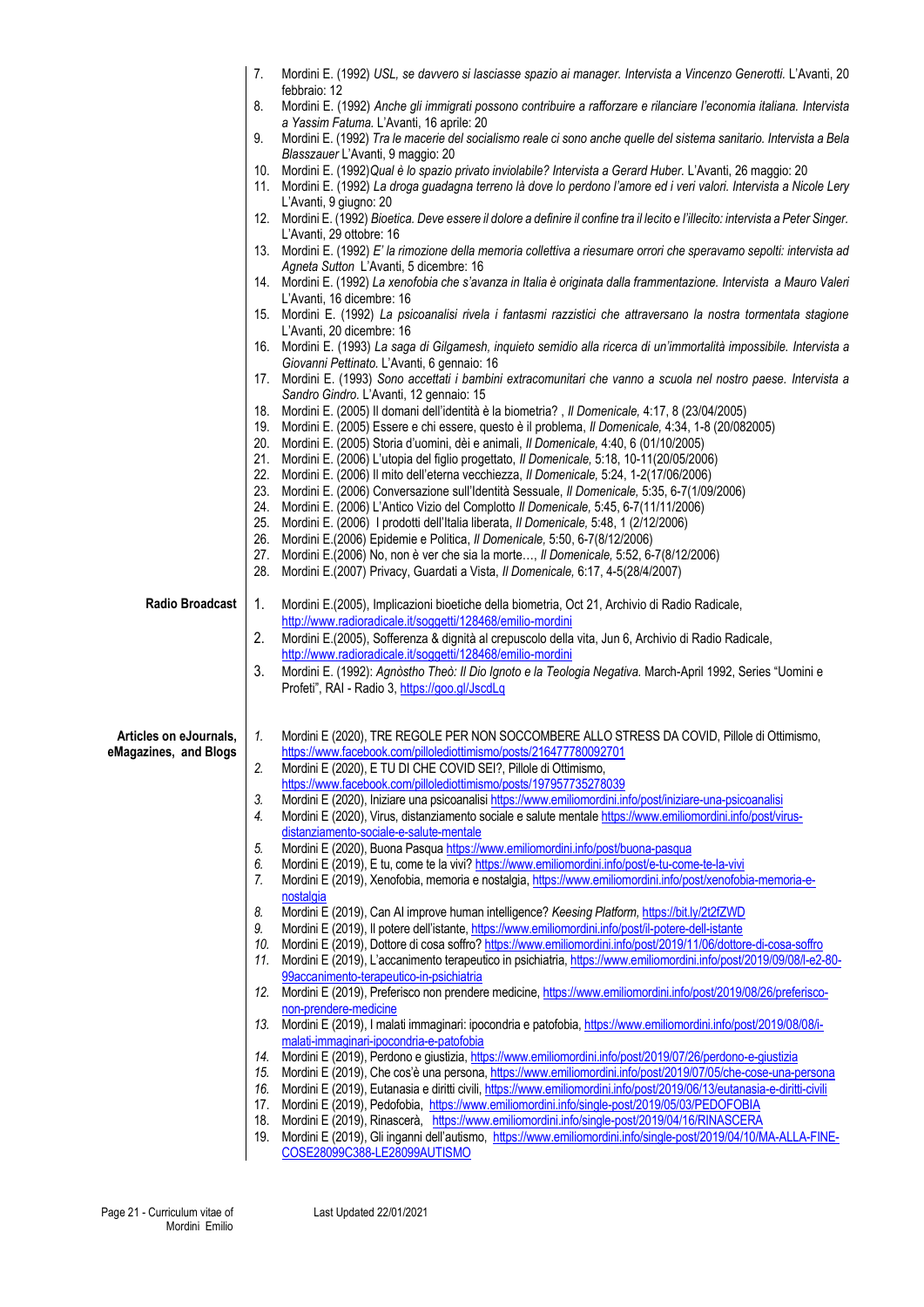7. Mordini E. (1992) *USL, se davvero si lasciasse spazio ai manager. Intervista a Vincenzo Generotti.* L'Avanti, 20 febbraio: 12
8. Mordini E. (1992) *Anche gli immigrati possono contribuire a rafforzare e rilanciare l'economia italiana. Intervista a Yassim Fatuma.* L'Avanti, 16 aprile: 20
9. Mordini E. (1992) *Tra le macerie del socialismo reale ci sono anche quelle del sistema sanitario. Intervista a Bela Blasszauer* L'Avanti, 9 maggio: 20
10. Mordini E. (1992)*Qual è lo spazio privato inviolabile? Intervista a Gerard Huber.* L'Avanti, 26 maggio: 20
11. Mordini E. (1992) *La droga guadagna terreno là dove lo perdono l'amore ed i veri valori. Intervista a Nicole Lery* L'Avanti, 9 giugno: 20
12. Mordini E. (1992) *Bioetica. Deve essere il dolore a definire il confine tra il lecito e l'illecito: intervista a Peter Singer.* L'Avanti, 29 ottobre: 16
13. Mordini E. (1992) *E' la rimozione della memoria collettiva a riesumare orrori che speravamo sepolti: intervista ad Agneta Sutton* L'Avanti, 5 dicembre: 16
14. Mordini E. (1992) *La xenofobia che s'avanza in Italia è originata dalla frammentazione. Intervista a Mauro Valeri* L'Avanti, 16 dicembre: 16
15. Mordini E. (1992) *La psicoanalisi rivela i fantasmi razzistici che attraversano la nostra tormentata stagione* L'Avanti, 20 dicembre: 16
16. Mordini E. (1993) *La saga di Gilgamesh, inquieto semidio alla ricerca di un'immortalità impossibile. Intervista a Giovanni Pettinato.* L'Avanti, 6 gennaio: 16
17. Mordini E. (1993) *Sono accettati i bambini extracomunitari che vanno a scuola nel nostro paese. Intervista a Sandro Gindro.* L'Avanti, 12 gennaio: 15
18. Mordini E. (2005) Il domani dell'identità è la biometria? , *Il Domenicale,* 4:17, 8 (23/04/2005)
19. Mordini E. (2005) Essere e chi essere, questo è il problema, *Il Domenicale,* 4:34, 1-8 (20/082005)
20. Mordini E. (2005) Storia d'uomini, dèi e animali, *Il Domenicale,* 4:40, 6 (01/10/2005)
21. Mordini E. (2006) L'utopia del figlio progettato, *Il Domenicale,* 5:18, 10-11(20/05/2006)
22. Mordini E. (2006) Il mito dell'eterna vecchiezza, *Il Domenicale,* 5:24, 1-2(17/06/2006)
23. Mordini E. (2006) Conversazione sull'Identità Sessuale, *Il Domenicale,* 5:35, 6-7(1/09/2006)
24. Mordini E. (2006) L'Antico Vizio del Complotto *Il Domenicale,* 5:45, 6-7(11/11/2006)
25. Mordini E. (2006) I prodotti dell'Italia liberata, *Il Domenicale,* 5:48, 1 (2/12/2006)
26. Mordini E.(2006) Epidemie e Politica, *Il Domenicale,* 5:50, 6-7(8/12/2006)
27. Mordini E.(2006) No, non è ver che sia la morte…, *Il Domenicale,* 5:52, 6-7(8/12/2006)
28. Mordini E.(2007) Privacy, Guardati a Vista, *Il Domenicale,* 6:17, 4-5(28/4/2007)

**Radio Broadcast**

1. Mordini E.(2005), Implicazioni bioetiche della biometria, Oct 21, Archivio di Radio Radicale, http://www.radioradicale.it/soggetti/128468/emilio-mordini
2. Mordini E.(2005), Sofferenza & dignità al crepuscolo della vita, Jun 6, Archivio di Radio Radicale, http://www.radioradicale.it/soggetti/128468/emilio-mordini
3. Mordini E. (1992): *Agnòstho Theò: Il Dio Ignoto e la Teologia Negativa.* March-April 1992, Series "Uomini e Profeti", RAI - Radio 3, https://goo.gl/JscdLq

**Articles on eJournals, eMagazines, and Blogs**

1. Mordini E (2020), TRE REGOLE PER NON SOCCOMBERE ALLO STRESS DA COVID, Pillole di Ottimismo, https://www.facebook.com/pillolediottimismo/posts/216477780092701
2. Mordini E (2020), E TU DI CHE COVID SEI?, Pillole di Ottimismo, https://www.facebook.com/pillolediottimismo/posts/197957735278039
3. Mordini E (2020), Iniziare una psicoanalisi https://www.emiliomordini.info/post/iniziare-una-psicoanalisi
4. Mordini E (2020), Virus, distanziamento sociale e salute mentale https://www.emiliomordini.info/post/virus-distanziamento-sociale-e-salute-mentale
5. Mordini E (2020), Buona Pasqua https://www.emiliomordini.info/post/buona-pasqua
6. Mordini E (2019), E tu, come te la vivi? https://www.emiliomordini.info/post/e-tu-come-te-la-vivi
7. Mordini E (2019), Xenofobia, memoria e nostalgia, https://www.emiliomordini.info/post/xenofobia-memoria-e-nostalgia
8. Mordini E (2019), Can AI improve human intelligence? *Keesing Platform,* https://bit.ly/2t2fZWD
9. Mordini E (2019), Il potere dell'istante, https://www.emiliomordini.info/post/il-potere-dell-istante
10. Mordini E (2019), Dottore di cosa soffro? https://www.emiliomordini.info/post/2019/11/06/dottore-di-cosa-soffro
11. Mordini E (2019), L'accanimento terapeutico in psichiatria, https://www.emiliomordini.info/post/2019/09/08/l-e2-80-99accanimento-terapeutico-in-psichiatria
12. Mordini E (2019), Preferisco non prendere medicine, https://www.emiliomordini.info/post/2019/08/26/preferisco-non-prendere-medicine
13. Mordini E (2019), I malati immaginari: ipocondria e patofobia, https://www.emiliomordini.info/post/2019/08/08/i-malati-immaginari-ipocondria-e-patofobia
14. Mordini E (2019), Perdono e giustizia, https://www.emiliomordini.info/post/2019/07/26/perdono-e-giustizia
15. Mordini E (2019), Che cos'è una persona, https://www.emiliomordini.info/post/2019/07/05/che-cose-una-persona
16. Mordini E (2019), Eutanasia e diritti civili, https://www.emiliomordini.info/post/2019/06/13/eutanasia-e-diritti-civili
17. Mordini E (2019), Pedofobia, https://www.emiliomordini.info/single-post/2019/05/03/PEDOFOBIA
18. Mordini E (2019), Rinascerà, https://www.emiliomordini.info/single-post/2019/04/16/RINASCERA
19. Mordini E (2019), Gli inganni dell'autismo, https://www.emiliomordini.info/single-post/2019/04/10/MA-ALLA-FINE-COSE28099C388-LE28099AUTISMO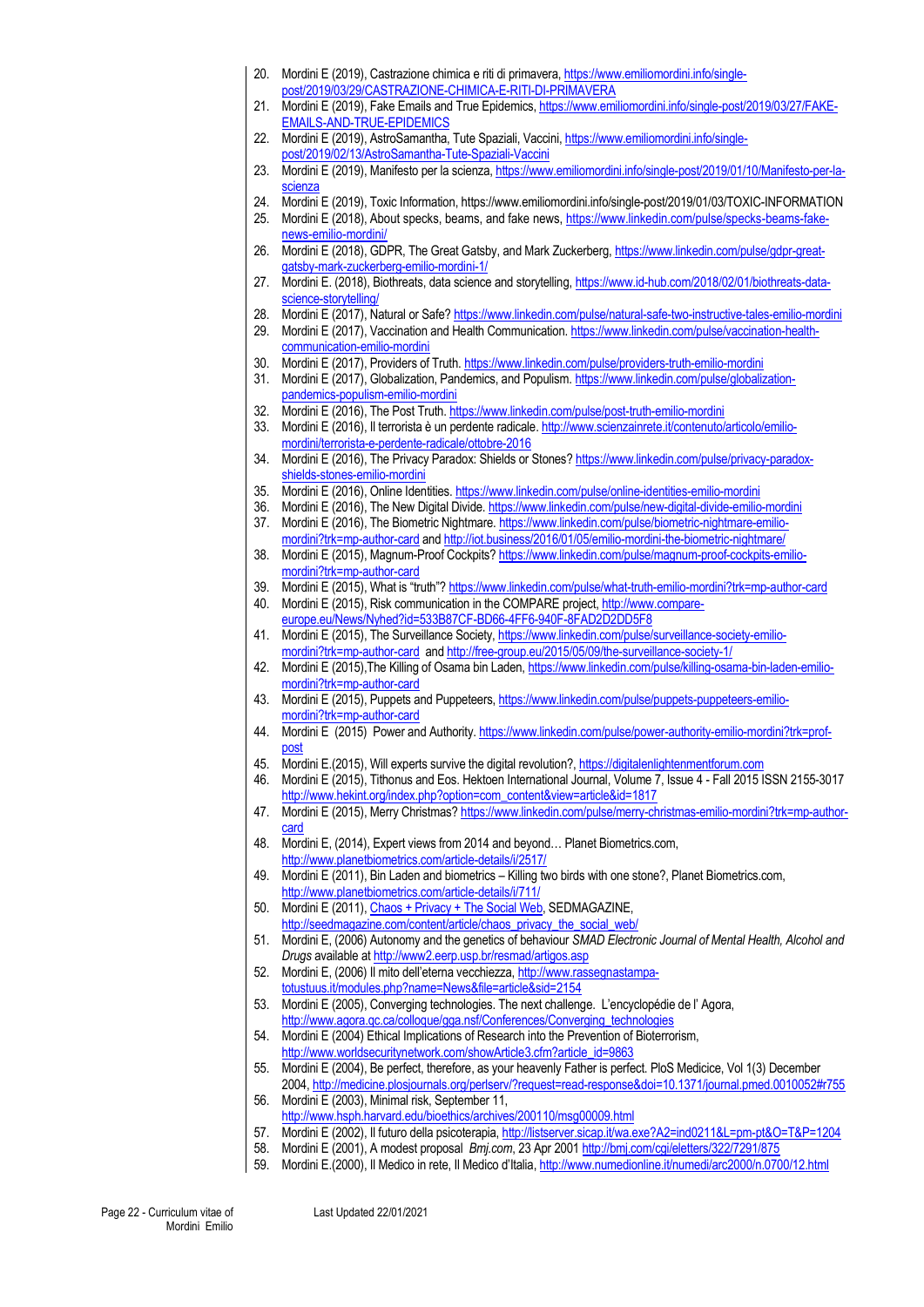20. Mordini E (2019), Castrazione chimica e riti di primavera, https://www.emiliomordini.info/single-post/2019/03/29/CASTRAZIONE-CHIMICA-E-RITI-DI-PRIMAVERA
21. Mordini E (2019), Fake Emails and True Epidemics, https://www.emiliomordini.info/single-post/2019/03/27/FAKE-EMAILS-AND-TRUE-EPIDEMICS
22. Mordini E (2019), AstroSamantha, Tute Spaziali, Vaccini, https://www.emiliomordini.info/single-post/2019/02/13/AstroSamantha-Tute-Spaziali-Vaccini
23. Mordini E (2019), Manifesto per la scienza, https://www.emiliomordini.info/single-post/2019/01/10/Manifesto-per-la-scienza
24. Mordini E (2019), Toxic Information, https://www.emiliomordini.info/single-post/2019/01/03/TOXIC-INFORMATION
25. Mordini E (2018), About specks, beams, and fake news, https://www.linkedin.com/pulse/specks-beams-fake-news-emilio-mordini/
26. Mordini E (2018), GDPR, The Great Gatsby, and Mark Zuckerberg, https://www.linkedin.com/pulse/gdpr-great-gatsby-mark-zuckerberg-emilio-mordini-1/
27. Mordini E. (2018), Biothreats, data science and storytelling, https://www.id-hub.com/2018/02/01/biothreats-data-science-storytelling/
28. Mordini E (2017), Natural or Safe? https://www.linkedin.com/pulse/natural-safe-two-instructive-tales-emilio-mordini
29. Mordini E (2017), Vaccination and Health Communication. https://www.linkedin.com/pulse/vaccination-health-communication-emilio-mordini
30. Mordini E (2017), Providers of Truth. https://www.linkedin.com/pulse/providers-truth-emilio-mordini
31. Mordini E (2017), Globalization, Pandemics, and Populism. https://www.linkedin.com/pulse/globalization-pandemics-populism-emilio-mordini
32. Mordini E (2016), The Post Truth. https://www.linkedin.com/pulse/post-truth-emilio-mordini
33. Mordini E (2016), Il terrorista è un perdente radicale. http://www.scienzainrete.it/contenuto/articolo/emilio-mordini/terrorista-e-perdente-radicale/ottobre-2016
34. Mordini E (2016), The Privacy Paradox: Shields or Stones? https://www.linkedin.com/pulse/privacy-paradox-shields-stones-emilio-mordini
35. Mordini E (2016), Online Identities. https://www.linkedin.com/pulse/online-identities-emilio-mordini
36. Mordini E (2016), The New Digital Divide. https://www.linkedin.com/pulse/new-digital-divide-emilio-mordini
37. Mordini E (2016), The Biometric Nightmare. https://www.linkedin.com/pulse/biometric-nightmare-emilio-mordini?trk=mp-author-card and http://iot.business/2016/01/05/emilio-mordini-the-biometric-nightmare/
38. Mordini E (2015), Magnum-Proof Cockpits? https://www.linkedin.com/pulse/magnum-proof-cockpits-emilio-mordini?trk=mp-author-card
39. Mordini E (2015), What is "truth"? https://www.linkedin.com/pulse/what-truth-emilio-mordini?trk=mp-author-card
40. Mordini E (2015), Risk communication in the COMPARE project, http://www.compare-europe.eu/News/Nyhed?id=533B87CF-BD66-4FF6-940F-8FAD2D2DD5F8
41. Mordini E (2015), The Surveillance Society, https://www.linkedin.com/pulse/surveillance-society-emilio-mordini?trk=mp-author-card and http://free-group.eu/2015/05/09/the-surveillance-society-1/
42. Mordini E (2015),The Killing of Osama bin Laden, https://www.linkedin.com/pulse/killing-osama-bin-laden-emilio-mordini?trk=mp-author-card
43. Mordini E (2015), Puppets and Puppeteers, https://www.linkedin.com/pulse/puppets-puppeteers-emilio-mordini?trk=mp-author-card
44. Mordini E (2015) Power and Authority. https://www.linkedin.com/pulse/power-authority-emilio-mordini?trk=prof-post
45. Mordini E.(2015), Will experts survive the digital revolution?, https://digitalenlightenmentforum.com
46. Mordini E (2015), Tithonus and Eos. Hektoen International Journal, Volume 7, Issue 4 - Fall 2015 ISSN 2155-3017 http://www.hekint.org/index.php?option=com_content&view=article&id=1817
47. Mordini E (2015), Merry Christmas? https://www.linkedin.com/pulse/merry-christmas-emilio-mordini?trk=mp-author-card
48. Mordini E, (2014), Expert views from 2014 and beyond… Planet Biometrics.com, http://www.planetbiometrics.com/article-details/i/2517/
49. Mordini E (2011), Bin Laden and biometrics – Killing two birds with one stone?, Planet Biometrics.com, http://www.planetbiometrics.com/article-details/i/711/
50. Mordini E (2011), Chaos + Privacy + The Social Web, SEDMAGAZINE, http://seedmagazine.com/content/article/chaos_privacy_the_social_web/
51. Mordini E, (2006) Autonomy and the genetics of behaviour *SMAD Electronic Journal of Mental Health, Alcohol and Drugs* available at http://www2.eerp.usp.br/resmad/artigos.asp
52. Mordini E, (2006) Il mito dell'eterna vecchiezza, http://www.rassegnastampa-totustuus.it/modules.php?name=News&file=article&sid=2154
53. Mordini E (2005), Converging technologies. The next challenge. L'encyclopédie de l' Agora, http://www.agora.qc.ca/colloque/gga.nsf/Conferences/Converging_technologies
54. Mordini E (2004) Ethical Implications of Research into the Prevention of Bioterrorism, http://www.worldsecuritynetwork.com/showArticle3.cfm?article_id=9863
55. Mordini E (2004), Be perfect, therefore, as your heavenly Father is perfect. PloS Medicice, Vol 1(3) December 2004, http://medicine.plosjournals.org/perlserv/?request=read-response&doi=10.1371/journal.pmed.0010052#r755
56. Mordini E (2003), Minimal risk, September 11, http://www.hsph.harvard.edu/bioethics/archives/200110/msg00009.html
57. Mordini E (2002), Il futuro della psicoterapia, http://listserver.sicap.it/wa.exe?A2=ind0211&L=pm-pt&O=T&P=1204
58. Mordini E (2001), A modest proposal *Bmj.com*, 23 Apr 2001 http://bmj.com/cgi/eletters/322/7291/875
59. Mordini E.(2000), Il Medico in rete, Il Medico d'Italia, http://www.numedionline.it/numedi/arc2000/n.0700/12.html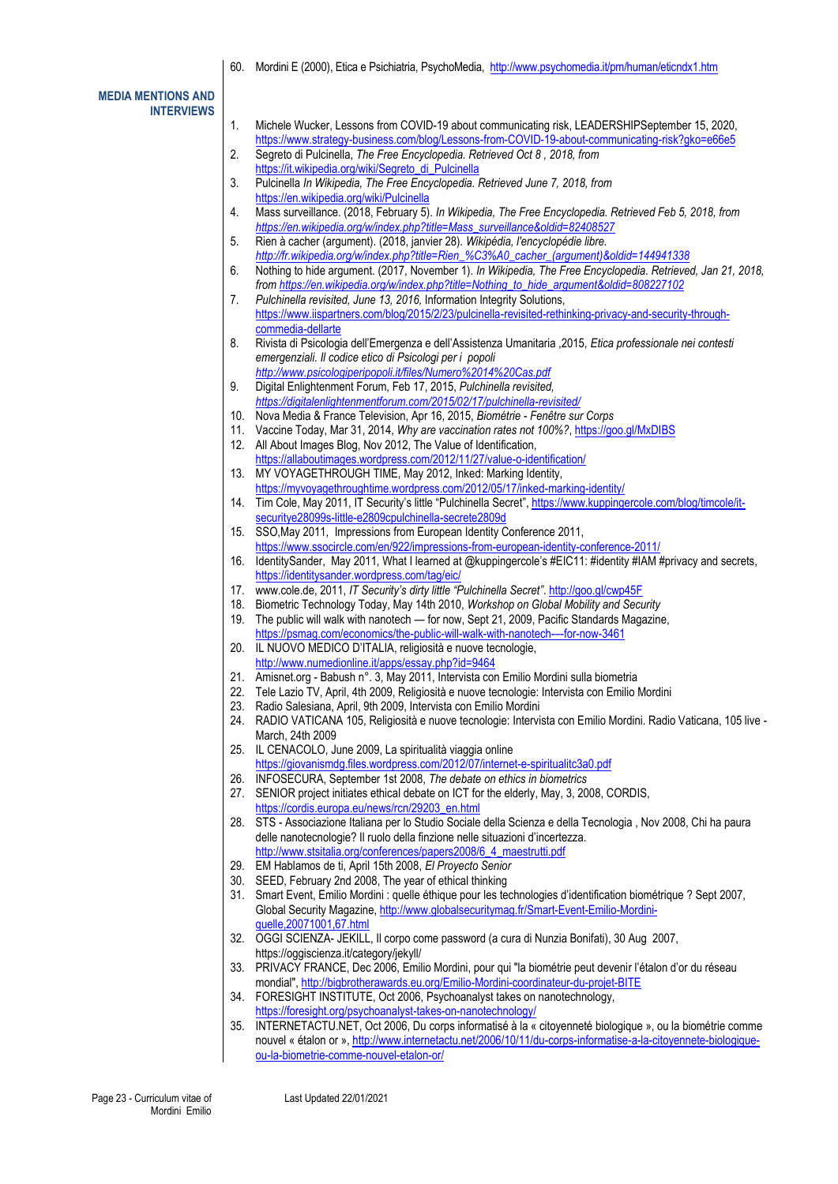60. Mordini E (2000), Etica e Psichiatria, PsychoMedia, http://www.psychomedia.it/pm/human/eticndx1.htm

## MEDIA MENTIONS AND INTERVIEWS

1. Michele Wucker, Lessons from COVID-19 about communicating risk, LEADERSHIPSeptember 15, 2020, https://www.strategy-business.com/blog/Lessons-from-COVID-19-about-communicating-risk?gko=e66e5
2. Segreto di Pulcinella, *The Free Encyclopedia. Retrieved Oct 8 , 2018, from* https://it.wikipedia.org/wiki/Segreto_di_Pulcinella
3. Pulcinella *In Wikipedia, The Free Encyclopedia. Retrieved June 7, 2018, from* https://en.wikipedia.org/wiki/Pulcinella
4. Mass surveillance. (2018, February 5). *In Wikipedia, The Free Encyclopedia. Retrieved Feb 5, 2018, from https://en.wikipedia.org/w/index.php?title=Mass_surveillance&oldid=82408527*
5. Rien à cacher (argument). (2018, janvier 28). *Wikipédia, l'encyclopédie libre. http://fr.wikipedia.org/w/index.php?title=Rien_%C3%A0_cacher_(argument)&oldid=144941338*
6. Nothing to hide argument. (2017, November 1). *In Wikipedia, The Free Encyclopedia. Retrieved, Jan 21, 2018, from https://en.wikipedia.org/w/index.php?title=Nothing_to_hide_argument&oldid=808227102*
7. *Pulchinella revisited, June 13, 2016,* Information Integrity Solutions, https://www.iispartners.com/blog/2015/2/23/pulcinella-revisited-rethinking-privacy-and-security-through-commedia-dellarte
8. Rivista di Psicologia dell'Emergenza e dell'Assistenza Umanitaria ,2015, *Etica professionale nei contesti emergenziali. Il codice etico di Psicologi per i popoli http://www.psicologiperipopoli.it/files/Numero%2014%20Cas.pdf*
9. Digital Enlightenment Forum, Feb 17, 2015, *Pulchinella revisited, https://digitalenlightenmentforum.com/2015/02/17/pulchinella-revisited/*
10. Nova Media & France Television, Apr 16, 2015, *Biométrie - Fenêtre sur Corps*
11. Vaccine Today, Mar 31, 2014, *Why are vaccination rates not 100%?*, https://goo.gl/MxDIBS
12. All About Images Blog, Nov 2012, The Value of Identification, https://allaboutimages.wordpress.com/2012/11/27/value-o-identification/
13. MY VOYAGETHROUGH TIME, May 2012, Inked: Marking Identity, https://myvoyagethroughtime.wordpress.com/2012/05/17/inked-marking-identity/
14. Tim Cole, May 2011, IT Security's little "Pulchinella Secret", https://www.kuppingercole.com/blog/timcole/it-securitye28099s-little-e2809cpulchinella-secrete2809d
15. SSO,May 2011, Impressions from European Identity Conference 2011, https://www.ssocircle.com/en/922/impressions-from-european-identity-conference-2011/
16. IdentitySander, May 2011, What I learned at @kuppingercole's #EIC11: #identity #IAM #privacy and secrets, https://identitysander.wordpress.com/tag/eic/
17. www.cole.de, 2011, *IT Security's dirty little "Pulchinella Secret"*. http://goo.gl/cwp45F
18. Biometric Technology Today, May 14th 2010, *Workshop on Global Mobility and Security*
19. The public will walk with nanotech — for now, Sept 21, 2009, Pacific Standards Magazine, https://psmag.com/economics/the-public-will-walk-with-nanotech---for-now-3461
20. IL NUOVO MEDICO D'ITALIA, religiosità e nuove tecnologie, http://www.numedionline.it/apps/essay.php?id=9464
21. Amisnet.org - Babush n°. 3, May 2011, Intervista con Emilio Mordini sulla biometria
22. Tele Lazio TV, April, 4th 2009, Religiosità e nuove tecnologie: Intervista con Emilio Mordini
23. Radio Salesiana, April, 9th 2009, Intervista con Emilio Mordini
24. RADIO VATICANA 105, Religiosità e nuove tecnologie: Intervista con Emilio Mordini. Radio Vaticana, 105 live - March, 24th 2009
25. IL CENACOLO, June 2009, La spiritualità viaggia online https://giovanismdg.files.wordpress.com/2012/07/internet-e-spiritualitc3a0.pdf
26. INFOSECURA, September 1st 2008, *The debate on ethics in biometrics*
27. SENIOR project initiates ethical debate on ICT for the elderly, May, 3, 2008, CORDIS, https://cordis.europa.eu/news/rcn/29203_en.html
28. STS - Associazione Italiana per lo Studio Sociale della Scienza e della Tecnologia , Nov 2008, Chi ha paura delle nanotecnologie? Il ruolo della finzione nelle situazioni d'incertezza. http://www.stsitalia.org/conferences/papers2008/6_4_maestrutti.pdf
29. EM Hablamos de ti, April 15th 2008, *El Proyecto Senior*
30. SEED, February 2nd 2008, The year of ethical thinking
31. Smart Event, Emilio Mordini : quelle éthique pour les technologies d'identification biométrique ? Sept 2007, Global Security Magazine, http://www.globalsecuritymag.fr/Smart-Event-Emilio-Mordini-quelle,20071001,67.html
32. OGGI SCIENZA- JEKILL, Il corpo come password (a cura di Nunzia Bonifati), 30 Aug 2007, https://oggiscienza.it/category/jekyll/
33. PRIVACY FRANCE, Dec 2006, Emilio Mordini, pour qui "la biométrie peut devenir l'étalon d'or du réseau mondial", http://bigbrotherawards.eu.org/Emilio-Mordini-coordinateur-du-projet-BITE
34. FORESIGHT INSTITUTE, Oct 2006, Psychoanalyst takes on nanotechnology, https://foresight.org/psychoanalyst-takes-on-nanotechnology/
35. INTERNETACTU.NET, Oct 2006, Du corps informatisé à la « citoyenneté biologique », ou la biométrie comme nouvel « étalon or », http://www.internetactu.net/2006/10/11/du-corps-informatise-a-la-citoyennete-biologique-ou-la-biometrie-comme-nouvel-etalon-or/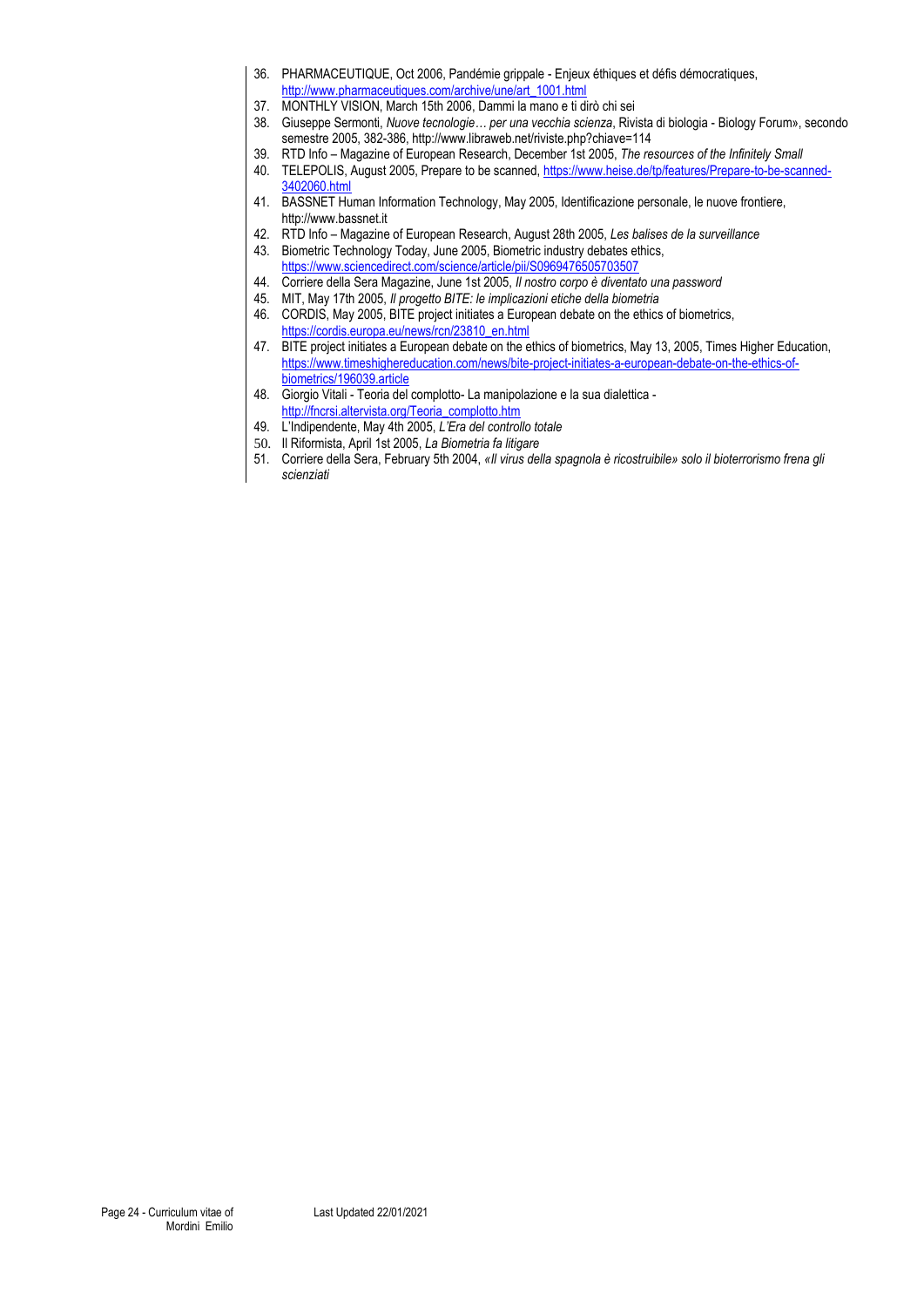36. PHARMACEUTIQUE, Oct 2006, Pandémie grippale - Enjeux éthiques et défis démocratiques, http://www.pharmaceutiques.com/archive/une/art_1001.html
37. MONTHLY VISION, March 15th 2006, Dammi la mano e ti dirò chi sei
38. Giuseppe Sermonti, *Nuove tecnologie… per una vecchia scienza*, Rivista di biologia - Biology Forum», secondo semestre 2005, 382-386, http://www.libraweb.net/riviste.php?chiave=114
39. RTD Info – Magazine of European Research, December 1st 2005, *The resources of the Infinitely Small*
40. TELEPOLIS, August 2005, Prepare to be scanned, https://www.heise.de/tp/features/Prepare-to-be-scanned-3402060.html
41. BASSNET Human Information Technology, May 2005, Identificazione personale, le nuove frontiere, http://www.bassnet.it
42. RTD Info – Magazine of European Research, August 28th 2005, *Les balises de la surveillance*
43. Biometric Technology Today, June 2005, Biometric industry debates ethics, https://www.sciencedirect.com/science/article/pii/S0969476505703507
44. Corriere della Sera Magazine, June 1st 2005, *Il nostro corpo è diventato una password*
45. MIT, May 17th 2005, *Il progetto BITE: le implicazioni etiche della biometria*
46. CORDIS, May 2005, BITE project initiates a European debate on the ethics of biometrics, https://cordis.europa.eu/news/rcn/23810_en.html
47. BITE project initiates a European debate on the ethics of biometrics, May 13, 2005, Times Higher Education, https://www.timeshighereducation.com/news/bite-project-initiates-a-european-debate-on-the-ethics-of-biometrics/196039.article
48. Giorgio Vitali - Teoria del complotto- La manipolazione e la sua dialettica - http://fncrsi.altervista.org/Teoria_complotto.htm
49. L'Indipendente, May 4th 2005, *L'Era del controllo totale*
50. Il Riformista, April 1st 2005, *La Biometria fa litigare*
51. Corriere della Sera, February 5th 2004, *«Il virus della spagnola è ricostruibile» solo il bioterrorismo frena gli scienziati*